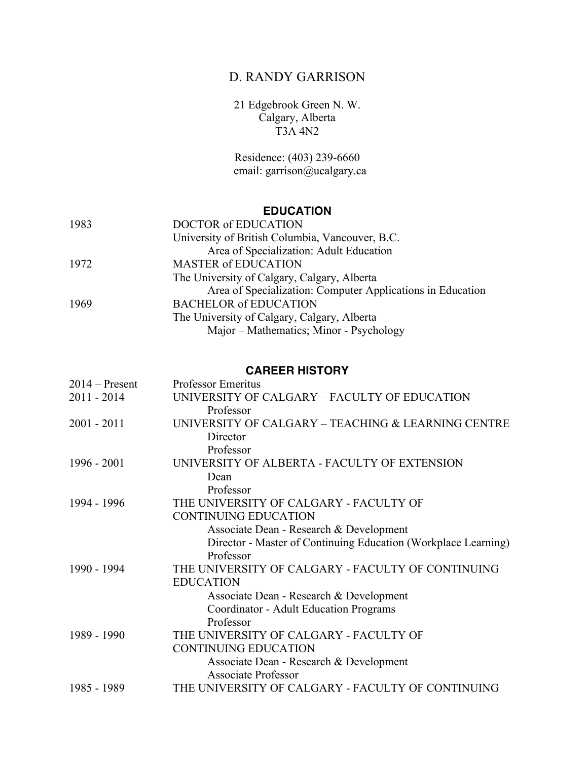# D. RANDY GARRISON

21 Edgebrook Green N. W.
Calgary, Alberta
T3A 4N2

Residence: (403) 239-6660
email: garrison@ucalgary.ca

## EDUCATION

| | |
|---|---|
| 1983 | DOCTOR of EDUCATION<br>University of British Columbia, Vancouver, B.C.<br>Area of Specialization: Adult Education |
| 1972 | MASTER of EDUCATION<br>The University of Calgary, Calgary, Alberta<br>Area of Specialization: Computer Applications in Education |
| 1969 | BACHELOR of EDUCATION<br>The University of Calgary, Calgary, Alberta<br>Major – Mathematics; Minor - Psychology |

## CAREER HISTORY

| | |
|---|---|
| 2014 – Present | Professor Emeritus |
| 2011 - 2014 | UNIVERSITY OF CALGARY – FACULTY OF EDUCATION<br>Professor |
| 2001 - 2011 | UNIVERSITY OF CALGARY – TEACHING & LEARNING CENTRE<br>Director<br>Professor |
| 1996 - 2001 | UNIVERSITY OF ALBERTA - FACULTY OF EXTENSION<br>Dean<br>Professor |
| 1994 - 1996 | THE UNIVERSITY OF CALGARY - FACULTY OF CONTINUING EDUCATION<br>Associate Dean - Research & Development<br>Director - Master of Continuing Education (Workplace Learning)<br>Professor |
| 1990 - 1994 | THE UNIVERSITY OF CALGARY - FACULTY OF CONTINUING EDUCATION<br>Associate Dean - Research & Development<br>Coordinator - Adult Education Programs<br>Professor |
| 1989 - 1990 | THE UNIVERSITY OF CALGARY - FACULTY OF CONTINUING EDUCATION<br>Associate Dean - Research & Development<br>Associate Professor |
| 1985 - 1989 | THE UNIVERSITY OF CALGARY - FACULTY OF CONTINUING |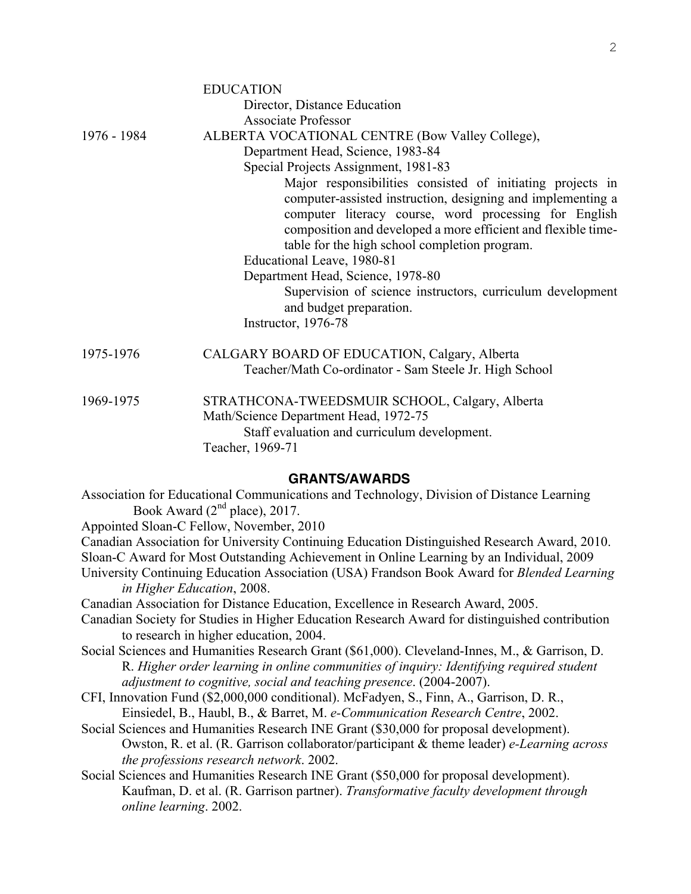EDUCATION
Director, Distance Education
Associate Professor

1976 - 1984 ALBERTA VOCATIONAL CENTRE (Bow Valley College),
Department Head, Science, 1983-84
Special Projects Assignment, 1981-83
Major responsibilities consisted of initiating projects in computer-assisted instruction, designing and implementing a computer literacy course, word processing for English composition and developed a more efficient and flexible time-table for the high school completion program.
Educational Leave, 1980-81
Department Head, Science, 1978-80
Supervision of science instructors, curriculum development and budget preparation.
Instructor, 1976-78

1975-1976 CALGARY BOARD OF EDUCATION, Calgary, Alberta
Teacher/Math Co-ordinator - Sam Steele Jr. High School

1969-1975 STRATHCONA-TWEEDSMUIR SCHOOL, Calgary, Alberta
Math/Science Department Head, 1972-75
Staff evaluation and curriculum development.
Teacher, 1969-71

## GRANTS/AWARDS

Association for Educational Communications and Technology, Division of Distance Learning Book Award (2nd place), 2017.

Appointed Sloan-C Fellow, November, 2010

Canadian Association for University Continuing Education Distinguished Research Award, 2010.

Sloan-C Award for Most Outstanding Achievement in Online Learning by an Individual, 2009

University Continuing Education Association (USA) Frandson Book Award for *Blended Learning in Higher Education*, 2008.

Canadian Association for Distance Education, Excellence in Research Award, 2005.

Canadian Society for Studies in Higher Education Research Award for distinguished contribution to research in higher education, 2004.

Social Sciences and Humanities Research Grant ($61,000). Cleveland-Innes, M., & Garrison, D. R. *Higher order learning in online communities of inquiry: Identifying required student adjustment to cognitive, social and teaching presence*. (2004-2007).

CFI, Innovation Fund ($2,000,000 conditional). McFadyen, S., Finn, A., Garrison, D. R., Einsiedel, B., Haubl, B., & Barret, M. *e-Communication Research Centre*, 2002.

Social Sciences and Humanities Research INE Grant ($30,000 for proposal development). Owston, R. et al. (R. Garrison collaborator/participant & theme leader) *e-Learning across the professions research network*. 2002.

Social Sciences and Humanities Research INE Grant ($50,000 for proposal development). Kaufman, D. et al. (R. Garrison partner). *Transformative faculty development through online learning*. 2002.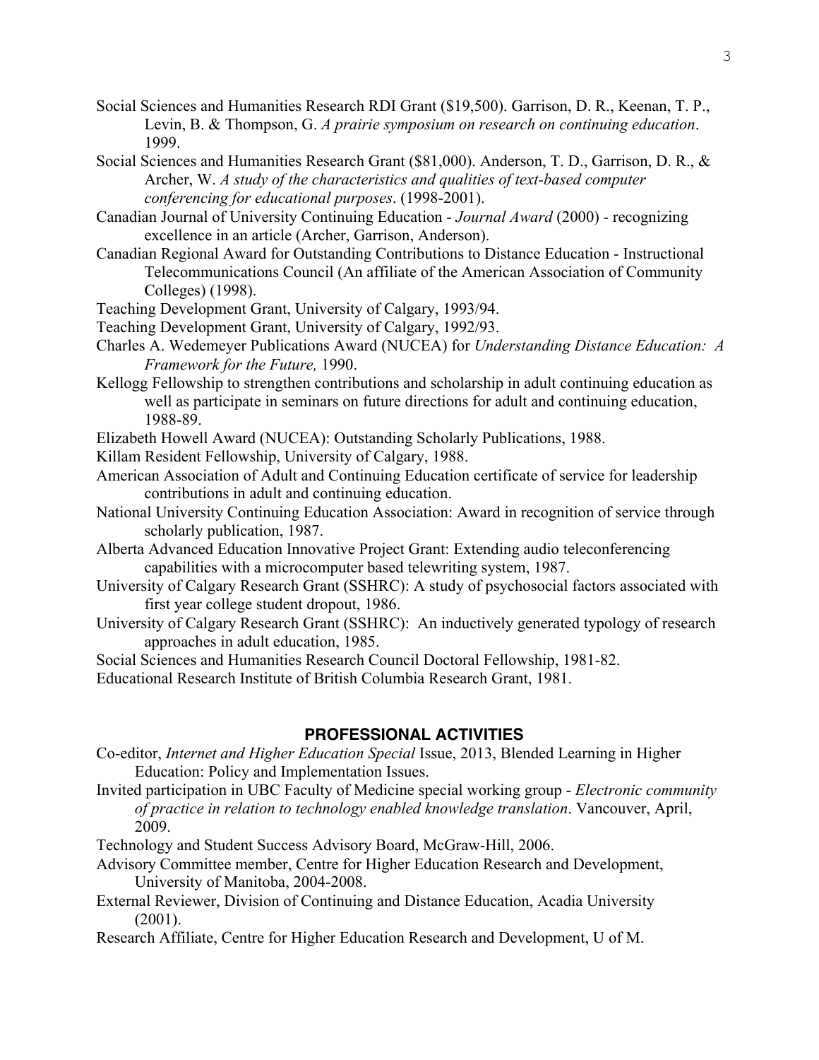Social Sciences and Humanities Research RDI Grant ($19,500). Garrison, D. R., Keenan, T. P., Levin, B. & Thompson, G. *A prairie symposium on research on continuing education*. 1999.

Social Sciences and Humanities Research Grant ($81,000). Anderson, T. D., Garrison, D. R., & Archer, W. *A study of the characteristics and qualities of text-based computer conferencing for educational purposes*. (1998-2001).

Canadian Journal of University Continuing Education - *Journal Award* (2000) - recognizing excellence in an article (Archer, Garrison, Anderson).

Canadian Regional Award for Outstanding Contributions to Distance Education - Instructional Telecommunications Council (An affiliate of the American Association of Community Colleges) (1998).

Teaching Development Grant, University of Calgary, 1993/94.

Teaching Development Grant, University of Calgary, 1992/93.

Charles A. Wedemeyer Publications Award (NUCEA) for *Understanding Distance Education: A Framework for the Future,* 1990.

Kellogg Fellowship to strengthen contributions and scholarship in adult continuing education as well as participate in seminars on future directions for adult and continuing education, 1988-89.

Elizabeth Howell Award (NUCEA): Outstanding Scholarly Publications, 1988.

Killam Resident Fellowship, University of Calgary, 1988.

American Association of Adult and Continuing Education certificate of service for leadership contributions in adult and continuing education.

National University Continuing Education Association: Award in recognition of service through scholarly publication, 1987.

Alberta Advanced Education Innovative Project Grant: Extending audio teleconferencing capabilities with a microcomputer based telewriting system, 1987.

University of Calgary Research Grant (SSHRC): A study of psychosocial factors associated with first year college student dropout, 1986.

University of Calgary Research Grant (SSHRC): An inductively generated typology of research approaches in adult education, 1985.

Social Sciences and Humanities Research Council Doctoral Fellowship, 1981-82.

Educational Research Institute of British Columbia Research Grant, 1981.

## PROFESSIONAL ACTIVITIES

Co-editor, *Internet and Higher Education Special* Issue, 2013, Blended Learning in Higher Education: Policy and Implementation Issues.

Invited participation in UBC Faculty of Medicine special working group - *Electronic community of practice in relation to technology enabled knowledge translation*. Vancouver, April, 2009.

Technology and Student Success Advisory Board, McGraw-Hill, 2006.

Advisory Committee member, Centre for Higher Education Research and Development, University of Manitoba, 2004-2008.

External Reviewer, Division of Continuing and Distance Education, Acadia University (2001).

Research Affiliate, Centre for Higher Education Research and Development, U of M.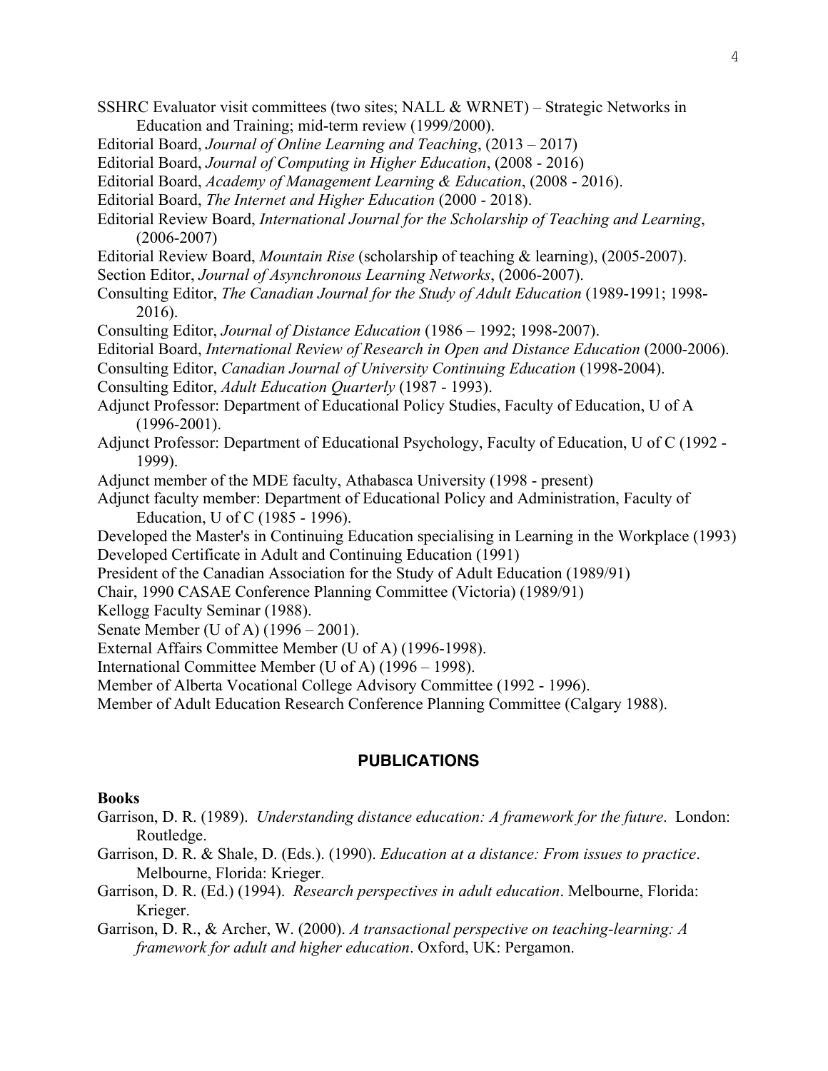SSHRC Evaluator visit committees (two sites; NALL & WRNET) – Strategic Networks in Education and Training; mid-term review (1999/2000).

Editorial Board, *Journal of Online Learning and Teaching*, (2013 – 2017)

Editorial Board, *Journal of Computing in Higher Education*, (2008 - 2016)

Editorial Board, *Academy of Management Learning & Education*, (2008 - 2016).

Editorial Board, *The Internet and Higher Education* (2000 - 2018).

Editorial Review Board, *International Journal for the Scholarship of Teaching and Learning*, (2006-2007)

Editorial Review Board, *Mountain Rise* (scholarship of teaching & learning), (2005-2007).

Section Editor, *Journal of Asynchronous Learning Networks*, (2006-2007).

Consulting Editor, *The Canadian Journal for the Study of Adult Education* (1989-1991; 1998-2016).

Consulting Editor, *Journal of Distance Education* (1986 – 1992; 1998-2007).

Editorial Board, *International Review of Research in Open and Distance Education* (2000-2006).

Consulting Editor, *Canadian Journal of University Continuing Education* (1998-2004).

Consulting Editor, *Adult Education Quarterly* (1987 - 1993).

Adjunct Professor: Department of Educational Policy Studies, Faculty of Education, U of A (1996-2001).

Adjunct Professor: Department of Educational Psychology, Faculty of Education, U of C (1992 - 1999).

Adjunct member of the MDE faculty, Athabasca University (1998 - present)

Adjunct faculty member: Department of Educational Policy and Administration, Faculty of Education, U of C (1985 - 1996).

Developed the Master's in Continuing Education specialising in Learning in the Workplace (1993)

Developed Certificate in Adult and Continuing Education (1991)

President of the Canadian Association for the Study of Adult Education (1989/91)

Chair, 1990 CASAE Conference Planning Committee (Victoria) (1989/91)

Kellogg Faculty Seminar (1988).

Senate Member (U of A) (1996 – 2001).

External Affairs Committee Member (U of A) (1996-1998).

International Committee Member (U of A) (1996 – 1998).

Member of Alberta Vocational College Advisory Committee (1992 - 1996).

Member of Adult Education Research Conference Planning Committee (Calgary 1988).

## PUBLICATIONS

**Books**

Garrison, D. R. (1989). *Understanding distance education: A framework for the future*. London: Routledge.

Garrison, D. R. & Shale, D. (Eds.). (1990). *Education at a distance: From issues to practice*. Melbourne, Florida: Krieger.

Garrison, D. R. (Ed.) (1994). *Research perspectives in adult education*. Melbourne, Florida: Krieger.

Garrison, D. R., & Archer, W. (2000). *A transactional perspective on teaching-learning: A framework for adult and higher education*. Oxford, UK: Pergamon.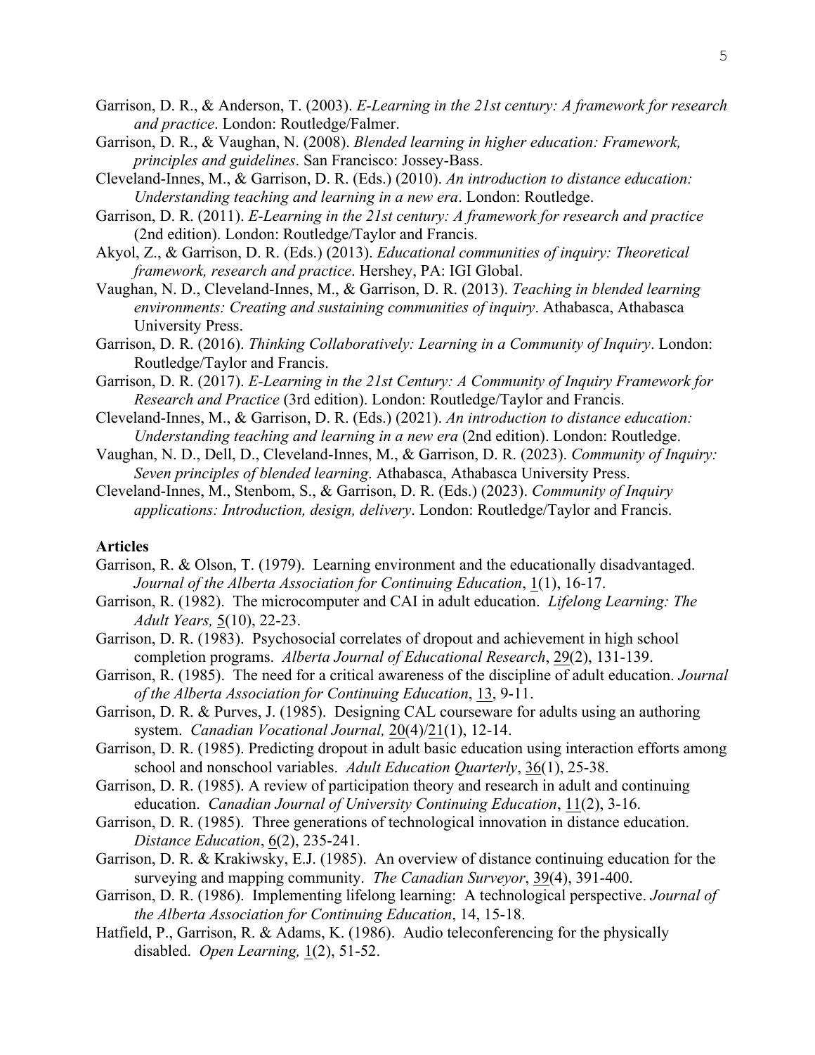Garrison, D. R., & Anderson, T. (2003). *E-Learning in the 21st century: A framework for research and practice*. London: Routledge/Falmer.

Garrison, D. R., & Vaughan, N. (2008). *Blended learning in higher education: Framework, principles and guidelines*. San Francisco: Jossey-Bass.

Cleveland-Innes, M., & Garrison, D. R. (Eds.) (2010). *An introduction to distance education: Understanding teaching and learning in a new era*. London: Routledge.

Garrison, D. R. (2011). *E-Learning in the 21st century: A framework for research and practice* (2nd edition). London: Routledge/Taylor and Francis.

Akyol, Z., & Garrison, D. R. (Eds.) (2013). *Educational communities of inquiry: Theoretical framework, research and practice*. Hershey, PA: IGI Global.

Vaughan, N. D., Cleveland-Innes, M., & Garrison, D. R. (2013). *Teaching in blended learning environments: Creating and sustaining communities of inquiry*. Athabasca, Athabasca University Press.

Garrison, D. R. (2016). *Thinking Collaboratively: Learning in a Community of Inquiry*. London: Routledge/Taylor and Francis.

Garrison, D. R. (2017). *E-Learning in the 21st Century: A Community of Inquiry Framework for Research and Practice* (3rd edition). London: Routledge/Taylor and Francis.

Cleveland-Innes, M., & Garrison, D. R. (Eds.) (2021). *An introduction to distance education: Understanding teaching and learning in a new era* (2nd edition). London: Routledge.

Vaughan, N. D., Dell, D., Cleveland-Innes, M., & Garrison, D. R. (2023). *Community of Inquiry: Seven principles of blended learning*. Athabasca, Athabasca University Press.

Cleveland-Innes, M., Stenbom, S., & Garrison, D. R. (Eds.) (2023). *Community of Inquiry applications: Introduction, design, delivery*. London: Routledge/Taylor and Francis.

**Articles**

Garrison, R. & Olson, T. (1979). Learning environment and the educationally disadvantaged. *Journal of the Alberta Association for Continuing Education*, 1(1), 16-17.

Garrison, R. (1982). The microcomputer and CAI in adult education. *Lifelong Learning: The Adult Years,* 5(10), 22-23.

Garrison, D. R. (1983). Psychosocial correlates of dropout and achievement in high school completion programs. *Alberta Journal of Educational Research*, 29(2), 131-139.

Garrison, R. (1985). The need for a critical awareness of the discipline of adult education. *Journal of the Alberta Association for Continuing Education*, 13, 9-11.

Garrison, D. R. & Purves, J. (1985). Designing CAL courseware for adults using an authoring system. *Canadian Vocational Journal,* 20(4)/21(1), 12-14.

Garrison, D. R. (1985). Predicting dropout in adult basic education using interaction efforts among school and nonschool variables. *Adult Education Quarterly*, 36(1), 25-38.

Garrison, D. R. (1985). A review of participation theory and research in adult and continuing education. *Canadian Journal of University Continuing Education*, 11(2), 3-16.

Garrison, D. R. (1985). Three generations of technological innovation in distance education. *Distance Education*, 6(2), 235-241.

Garrison, D. R. & Krakiwsky, E.J. (1985). An overview of distance continuing education for the surveying and mapping community. *The Canadian Surveyor*, 39(4), 391-400.

Garrison, D. R. (1986). Implementing lifelong learning: A technological perspective. *Journal of the Alberta Association for Continuing Education*, 14, 15-18.

Hatfield, P., Garrison, R. & Adams, K. (1986). Audio teleconferencing for the physically disabled. *Open Learning,* 1(2), 51-52.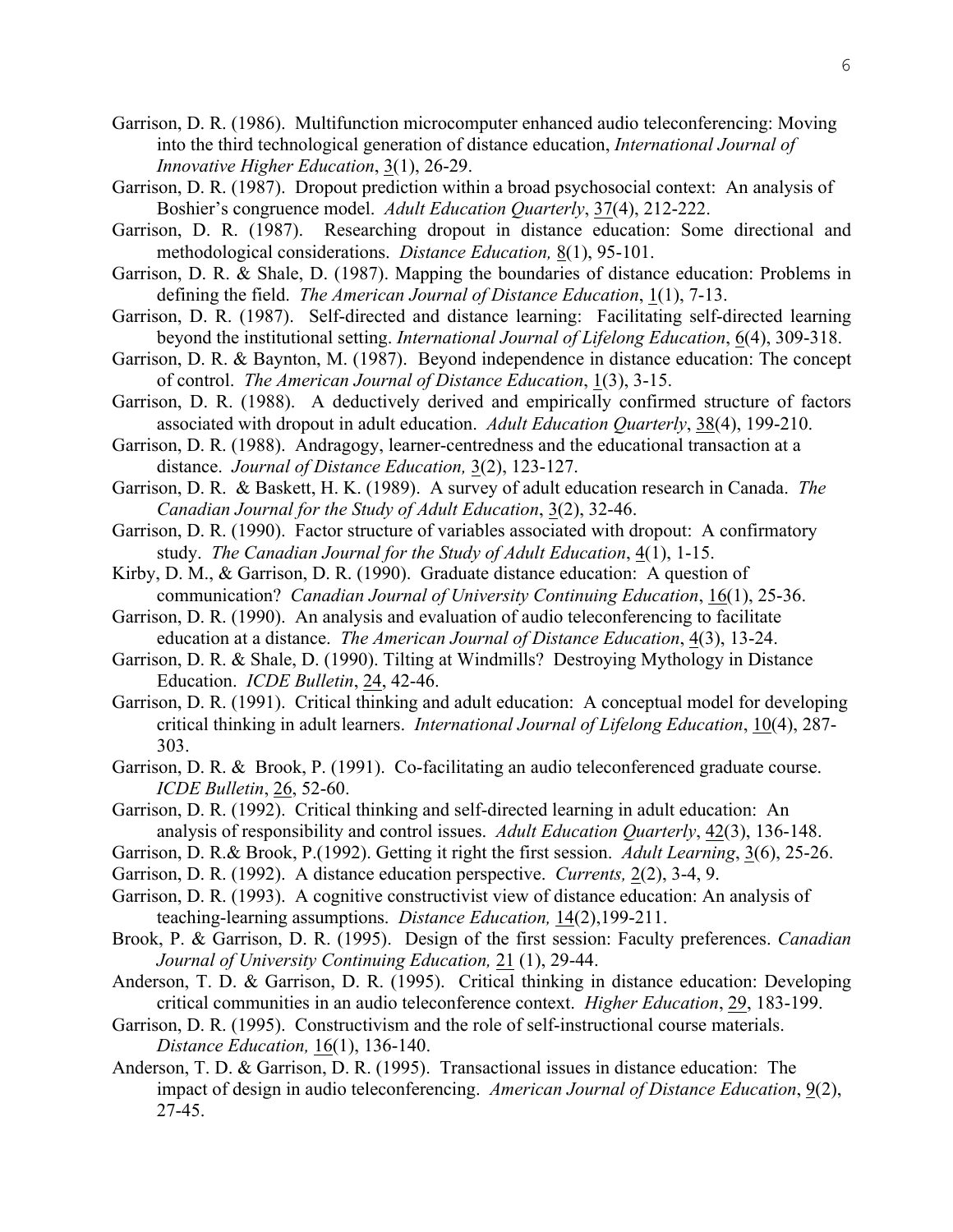Garrison, D. R. (1986). Multifunction microcomputer enhanced audio teleconferencing: Moving into the third technological generation of distance education, *International Journal of Innovative Higher Education*, 3(1), 26-29.

Garrison, D. R. (1987). Dropout prediction within a broad psychosocial context: An analysis of Boshier's congruence model. *Adult Education Quarterly*, 37(4), 212-222.

Garrison, D. R. (1987). Researching dropout in distance education: Some directional and methodological considerations. *Distance Education,* 8(1), 95-101.

Garrison, D. R. & Shale, D. (1987). Mapping the boundaries of distance education: Problems in defining the field. *The American Journal of Distance Education*, 1(1), 7-13.

Garrison, D. R. (1987). Self-directed and distance learning: Facilitating self-directed learning beyond the institutional setting. *International Journal of Lifelong Education*, 6(4), 309-318.

Garrison, D. R. & Baynton, M. (1987). Beyond independence in distance education: The concept of control. *The American Journal of Distance Education*, 1(3), 3-15.

Garrison, D. R. (1988). A deductively derived and empirically confirmed structure of factors associated with dropout in adult education. *Adult Education Quarterly*, 38(4), 199-210.

Garrison, D. R. (1988). Andragogy, learner-centredness and the educational transaction at a distance. *Journal of Distance Education,* 3(2), 123-127.

Garrison, D. R. & Baskett, H. K. (1989). A survey of adult education research in Canada. *The Canadian Journal for the Study of Adult Education*, 3(2), 32-46.

Garrison, D. R. (1990). Factor structure of variables associated with dropout: A confirmatory study. *The Canadian Journal for the Study of Adult Education*, 4(1), 1-15.

Kirby, D. M., & Garrison, D. R. (1990). Graduate distance education: A question of communication? *Canadian Journal of University Continuing Education*, 16(1), 25-36.

Garrison, D. R. (1990). An analysis and evaluation of audio teleconferencing to facilitate education at a distance. *The American Journal of Distance Education*, 4(3), 13-24.

Garrison, D. R. & Shale, D. (1990). Tilting at Windmills? Destroying Mythology in Distance Education. *ICDE Bulletin*, 24, 42-46.

Garrison, D. R. (1991). Critical thinking and adult education: A conceptual model for developing critical thinking in adult learners. *International Journal of Lifelong Education*, 10(4), 287-303.

Garrison, D. R. & Brook, P. (1991). Co-facilitating an audio teleconferenced graduate course. *ICDE Bulletin*, 26, 52-60.

Garrison, D. R. (1992). Critical thinking and self-directed learning in adult education: An analysis of responsibility and control issues. *Adult Education Quarterly*, 42(3), 136-148.

Garrison, D. R.& Brook, P.(1992). Getting it right the first session. *Adult Learning*, 3(6), 25-26.

Garrison, D. R. (1992). A distance education perspective. *Currents,* 2(2), 3-4, 9.

Garrison, D. R. (1993). A cognitive constructivist view of distance education: An analysis of teaching-learning assumptions. *Distance Education,* 14(2),199-211.

Brook, P. & Garrison, D. R. (1995). Design of the first session: Faculty preferences. *Canadian Journal of University Continuing Education,* 21 (1), 29-44.

Anderson, T. D. & Garrison, D. R. (1995). Critical thinking in distance education: Developing critical communities in an audio teleconference context. *Higher Education*, 29, 183-199.

Garrison, D. R. (1995). Constructivism and the role of self-instructional course materials. *Distance Education,* 16(1), 136-140.

Anderson, T. D. & Garrison, D. R. (1995). Transactional issues in distance education: The impact of design in audio teleconferencing. *American Journal of Distance Education*, 9(2), 27-45.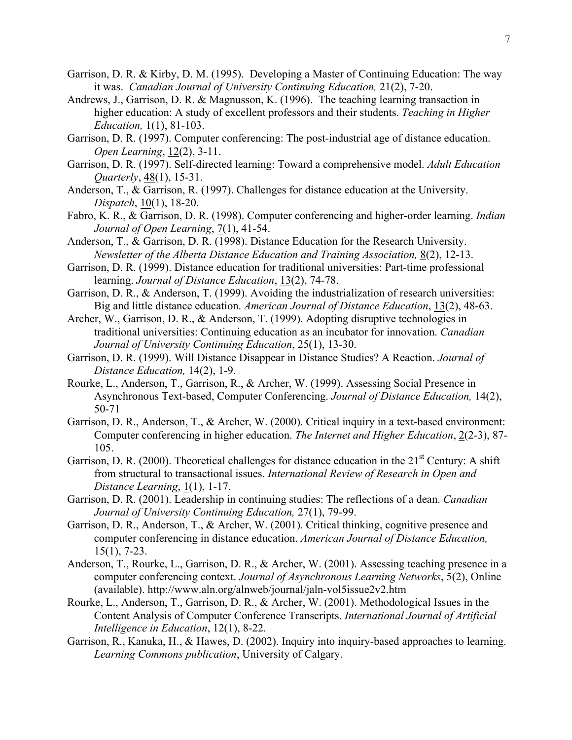Garrison, D. R. & Kirby, D. M. (1995). Developing a Master of Continuing Education: The way it was. *Canadian Journal of University Continuing Education,* 21(2), 7-20.

Andrews, J., Garrison, D. R. & Magnusson, K. (1996). The teaching learning transaction in higher education: A study of excellent professors and their students. *Teaching in Higher Education,* 1(1), 81-103.

Garrison, D. R. (1997). Computer conferencing: The post-industrial age of distance education. *Open Learning*, 12(2), 3-11.

Garrison, D. R. (1997). Self-directed learning: Toward a comprehensive model. *Adult Education Quarterly*, 48(1), 15-31.

Anderson, T., & Garrison, R. (1997). Challenges for distance education at the University. *Dispatch*, 10(1), 18-20.

Fabro, K. R., & Garrison, D. R. (1998). Computer conferencing and higher-order learning. *Indian Journal of Open Learning*, 7(1), 41-54.

Anderson, T., & Garrison, D. R. (1998). Distance Education for the Research University. *Newsletter of the Alberta Distance Education and Training Association,* 8(2), 12-13.

Garrison, D. R. (1999). Distance education for traditional universities: Part-time professional learning. *Journal of Distance Education*, 13(2), 74-78.

Garrison, D. R., & Anderson, T. (1999). Avoiding the industrialization of research universities: Big and little distance education. *American Journal of Distance Education*, 13(2), 48-63.

Archer, W., Garrison, D. R., & Anderson, T. (1999). Adopting disruptive technologies in traditional universities: Continuing education as an incubator for innovation. *Canadian Journal of University Continuing Education*, 25(1), 13-30.

Garrison, D. R. (1999). Will Distance Disappear in Distance Studies? A Reaction. *Journal of Distance Education,* 14(2), 1-9.

Rourke, L., Anderson, T., Garrison, R., & Archer, W. (1999). Assessing Social Presence in Asynchronous Text-based, Computer Conferencing. *Journal of Distance Education,* 14(2), 50-71

Garrison, D. R., Anderson, T., & Archer, W. (2000). Critical inquiry in a text-based environment: Computer conferencing in higher education. *The Internet and Higher Education*, 2(2-3), 87-105.

Garrison, D. R. (2000). Theoretical challenges for distance education in the 21st Century: A shift from structural to transactional issues. *International Review of Research in Open and Distance Learning*, 1(1), 1-17.

Garrison, D. R. (2001). Leadership in continuing studies: The reflections of a dean. *Canadian Journal of University Continuing Education,* 27(1), 79-99.

Garrison, D. R., Anderson, T., & Archer, W. (2001). Critical thinking, cognitive presence and computer conferencing in distance education. *American Journal of Distance Education,* 15(1), 7-23.

Anderson, T., Rourke, L., Garrison, D. R., & Archer, W. (2001). Assessing teaching presence in a computer conferencing context. *Journal of Asynchronous Learning Networks*, 5(2), Online (available). http://www.aln.org/alnweb/journal/jaln-vol5issue2v2.htm

Rourke, L., Anderson, T., Garrison, D. R., & Archer, W. (2001). Methodological Issues in the Content Analysis of Computer Conference Transcripts. *International Journal of Artificial Intelligence in Education*, 12(1), 8-22.

Garrison, R., Kanuka, H., & Hawes, D. (2002). Inquiry into inquiry-based approaches to learning. *Learning Commons publication*, University of Calgary.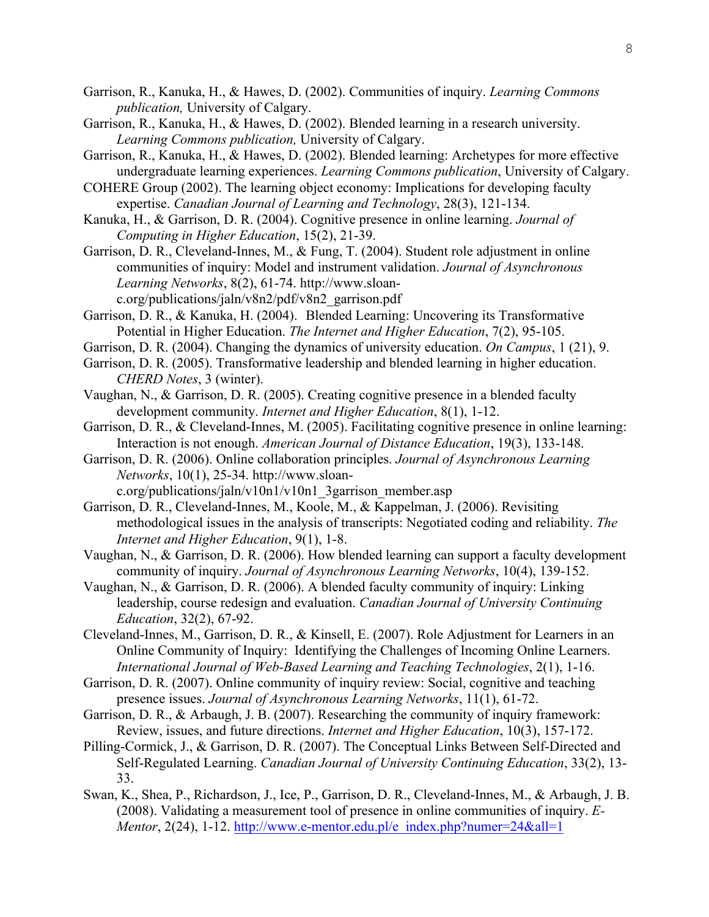Garrison, R., Kanuka, H., & Hawes, D. (2002). Communities of inquiry. *Learning Commons publication,* University of Calgary.

Garrison, R., Kanuka, H., & Hawes, D. (2002). Blended learning in a research university. *Learning Commons publication,* University of Calgary.

Garrison, R., Kanuka, H., & Hawes, D. (2002). Blended learning: Archetypes for more effective undergraduate learning experiences. *Learning Commons publication*, University of Calgary.

COHERE Group (2002). The learning object economy: Implications for developing faculty expertise. *Canadian Journal of Learning and Technology*, 28(3), 121-134.

Kanuka, H., & Garrison, D. R. (2004). Cognitive presence in online learning. *Journal of Computing in Higher Education*, 15(2), 21-39.

Garrison, D. R., Cleveland-Innes, M., & Fung, T. (2004). Student role adjustment in online communities of inquiry: Model and instrument validation. *Journal of Asynchronous Learning Networks*, 8(2), 61-74. http://www.sloan-c.org/publications/jaln/v8n2/pdf/v8n2_garrison.pdf

Garrison, D. R., & Kanuka, H. (2004). Blended Learning: Uncovering its Transformative Potential in Higher Education. *The Internet and Higher Education*, 7(2), 95-105.

Garrison, D. R. (2004). Changing the dynamics of university education. *On Campus*, 1 (21), 9.

Garrison, D. R. (2005). Transformative leadership and blended learning in higher education. *CHERD Notes*, 3 (winter).

Vaughan, N., & Garrison, D. R. (2005). Creating cognitive presence in a blended faculty development community. *Internet and Higher Education*, 8(1), 1-12.

Garrison, D. R., & Cleveland-Innes, M. (2005). Facilitating cognitive presence in online learning: Interaction is not enough. *American Journal of Distance Education*, 19(3), 133-148.

Garrison, D. R. (2006). Online collaboration principles. *Journal of Asynchronous Learning Networks*, 10(1), 25-34. http://www.sloan-c.org/publications/jaln/v10n1/v10n1_3garrison_member.asp

Garrison, D. R., Cleveland-Innes, M., Koole, M., & Kappelman, J. (2006). Revisiting methodological issues in the analysis of transcripts: Negotiated coding and reliability. *The Internet and Higher Education*, 9(1), 1-8.

Vaughan, N., & Garrison, D. R. (2006). How blended learning can support a faculty development community of inquiry. *Journal of Asynchronous Learning Networks*, 10(4), 139-152.

Vaughan, N., & Garrison, D. R. (2006). A blended faculty community of inquiry: Linking leadership, course redesign and evaluation. *Canadian Journal of University Continuing Education*, 32(2), 67-92.

Cleveland-Innes, M., Garrison, D. R., & Kinsell, E. (2007). Role Adjustment for Learners in an Online Community of Inquiry: Identifying the Challenges of Incoming Online Learners. *International Journal of Web-Based Learning and Teaching Technologies*, 2(1), 1-16.

Garrison, D. R. (2007). Online community of inquiry review: Social, cognitive and teaching presence issues. *Journal of Asynchronous Learning Networks*, 11(1), 61-72.

Garrison, D. R., & Arbaugh, J. B. (2007). Researching the community of inquiry framework: Review, issues, and future directions. *Internet and Higher Education*, 10(3), 157-172.

Pilling-Cormick, J., & Garrison, D. R. (2007). The Conceptual Links Between Self-Directed and Self-Regulated Learning. *Canadian Journal of University Continuing Education*, 33(2), 13-33.

Swan, K., Shea, P., Richardson, J., Ice, P., Garrison, D. R., Cleveland-Innes, M., & Arbaugh, J. B. (2008). Validating a measurement tool of presence in online communities of inquiry. *E-Mentor*, 2(24), 1-12. http://www.e-mentor.edu.pl/e_index.php?numer=24&all=1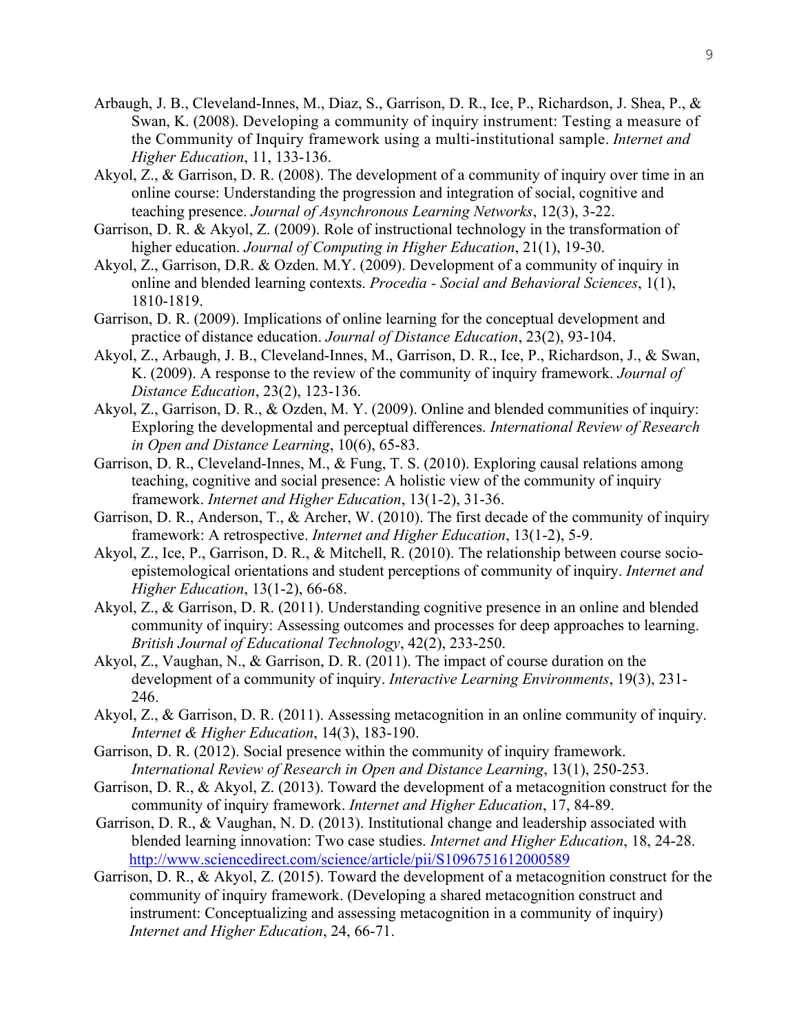Arbaugh, J. B., Cleveland-Innes, M., Diaz, S., Garrison, D. R., Ice, P., Richardson, J. Shea, P., & Swan, K. (2008). Developing a community of inquiry instrument: Testing a measure of the Community of Inquiry framework using a multi-institutional sample. *Internet and Higher Education*, 11, 133-136.

Akyol, Z., & Garrison, D. R. (2008). The development of a community of inquiry over time in an online course: Understanding the progression and integration of social, cognitive and teaching presence. *Journal of Asynchronous Learning Networks*, 12(3), 3-22.

Garrison, D. R. & Akyol, Z. (2009). Role of instructional technology in the transformation of higher education. *Journal of Computing in Higher Education*, 21(1), 19-30.

Akyol, Z., Garrison, D.R. & Ozden. M.Y. (2009). Development of a community of inquiry in online and blended learning contexts. *Procedia - Social and Behavioral Sciences*, 1(1), 1810-1819.

Garrison, D. R. (2009). Implications of online learning for the conceptual development and practice of distance education. *Journal of Distance Education*, 23(2), 93-104.

Akyol, Z., Arbaugh, J. B., Cleveland-Innes, M., Garrison, D. R., Ice, P., Richardson, J., & Swan, K. (2009). A response to the review of the community of inquiry framework. *Journal of Distance Education*, 23(2), 123-136.

Akyol, Z., Garrison, D. R., & Ozden, M. Y. (2009). Online and blended communities of inquiry: Exploring the developmental and perceptual differences. *International Review of Research in Open and Distance Learning*, 10(6), 65-83.

Garrison, D. R., Cleveland-Innes, M., & Fung, T. S. (2010). Exploring causal relations among teaching, cognitive and social presence: A holistic view of the community of inquiry framework. *Internet and Higher Education*, 13(1-2), 31-36.

Garrison, D. R., Anderson, T., & Archer, W. (2010). The first decade of the community of inquiry framework: A retrospective. *Internet and Higher Education*, 13(1-2), 5-9.

Akyol, Z., Ice, P., Garrison, D. R., & Mitchell, R. (2010). The relationship between course socio-epistemological orientations and student perceptions of community of inquiry. *Internet and Higher Education*, 13(1-2), 66-68.

Akyol, Z., & Garrison, D. R. (2011). Understanding cognitive presence in an online and blended community of inquiry: Assessing outcomes and processes for deep approaches to learning. *British Journal of Educational Technology*, 42(2), 233-250.

Akyol, Z., Vaughan, N., & Garrison, D. R. (2011). The impact of course duration on the development of a community of inquiry. *Interactive Learning Environments*, 19(3), 231-246.

Akyol, Z., & Garrison, D. R. (2011). Assessing metacognition in an online community of inquiry. *Internet & Higher Education*, 14(3), 183-190.

Garrison, D. R. (2012). Social presence within the community of inquiry framework. *International Review of Research in Open and Distance Learning*, 13(1), 250-253.

Garrison, D. R., & Akyol, Z. (2013). Toward the development of a metacognition construct for the community of inquiry framework. *Internet and Higher Education*, 17, 84-89.

Garrison, D. R., & Vaughan, N. D. (2013). Institutional change and leadership associated with blended learning innovation: Two case studies. *Internet and Higher Education*, 18, 24-28. http://www.sciencedirect.com/science/article/pii/S1096751612000589

Garrison, D. R., & Akyol, Z. (2015). Toward the development of a metacognition construct for the community of inquiry framework. (Developing a shared metacognition construct and instrument: Conceptualizing and assessing metacognition in a community of inquiry) *Internet and Higher Education*, 24, 66-71.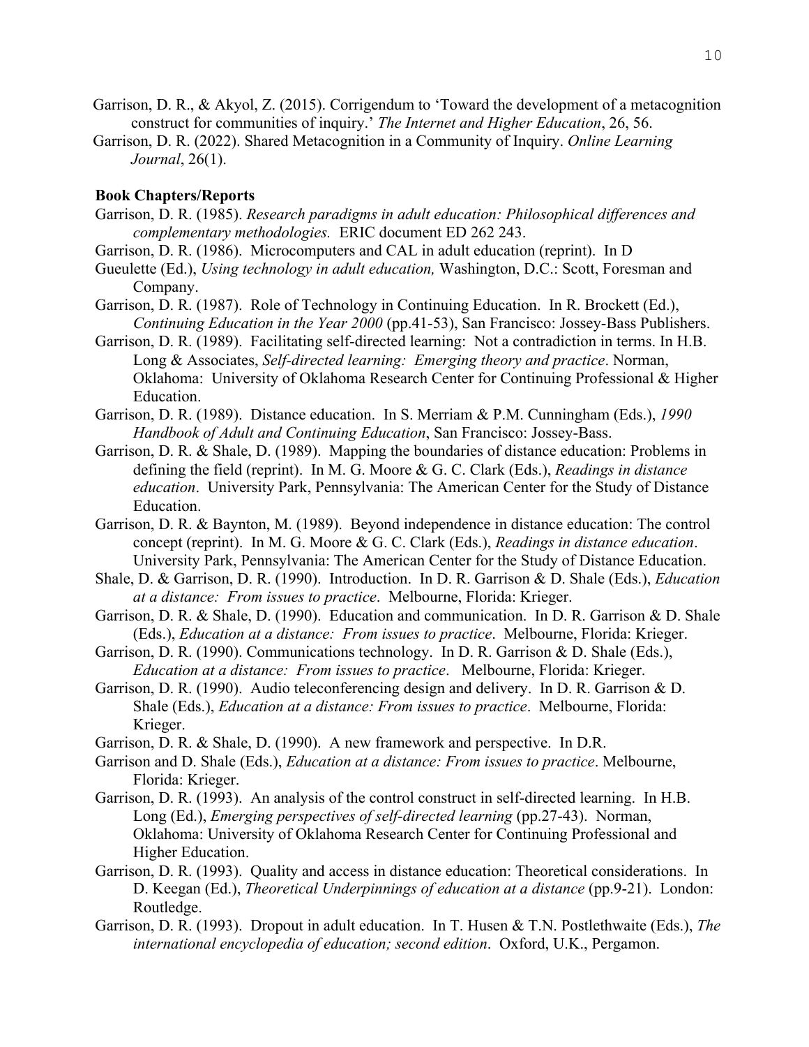Garrison, D. R., & Akyol, Z. (2015). Corrigendum to 'Toward the development of a metacognition construct for communities of inquiry.' *The Internet and Higher Education*, 26, 56.

Garrison, D. R. (2022). Shared Metacognition in a Community of Inquiry. *Online Learning Journal*, 26(1).

**Book Chapters/Reports**

Garrison, D. R. (1985). *Research paradigms in adult education: Philosophical differences and complementary methodologies.* ERIC document ED 262 243.

Garrison, D. R. (1986). Microcomputers and CAL in adult education (reprint). In D Gueulette (Ed.), *Using technology in adult education,* Washington, D.C.: Scott, Foresman and Company.

Garrison, D. R. (1987). Role of Technology in Continuing Education. In R. Brockett (Ed.), *Continuing Education in the Year 2000* (pp.41-53), San Francisco: Jossey-Bass Publishers.

Garrison, D. R. (1989). Facilitating self-directed learning: Not a contradiction in terms. In H.B. Long & Associates, *Self-directed learning: Emerging theory and practice*. Norman, Oklahoma: University of Oklahoma Research Center for Continuing Professional & Higher Education.

Garrison, D. R. (1989). Distance education. In S. Merriam & P.M. Cunningham (Eds.), *1990 Handbook of Adult and Continuing Education*, San Francisco: Jossey-Bass.

Garrison, D. R. & Shale, D. (1989). Mapping the boundaries of distance education: Problems in defining the field (reprint). In M. G. Moore & G. C. Clark (Eds.), *Readings in distance education*. University Park, Pennsylvania: The American Center for the Study of Distance Education.

Garrison, D. R. & Baynton, M. (1989). Beyond independence in distance education: The control concept (reprint). In M. G. Moore & G. C. Clark (Eds.), *Readings in distance education*. University Park, Pennsylvania: The American Center for the Study of Distance Education.

Shale, D. & Garrison, D. R. (1990). Introduction. In D. R. Garrison & D. Shale (Eds.), *Education at a distance: From issues to practice*. Melbourne, Florida: Krieger.

Garrison, D. R. & Shale, D. (1990). Education and communication. In D. R. Garrison & D. Shale (Eds.), *Education at a distance: From issues to practice*. Melbourne, Florida: Krieger.

Garrison, D. R. (1990). Communications technology. In D. R. Garrison & D. Shale (Eds.), *Education at a distance: From issues to practice*. Melbourne, Florida: Krieger.

Garrison, D. R. (1990). Audio teleconferencing design and delivery. In D. R. Garrison & D. Shale (Eds.), *Education at a distance: From issues to practice*. Melbourne, Florida: Krieger.

Garrison, D. R. & Shale, D. (1990). A new framework and perspective. In D.R. Garrison and D. Shale (Eds.), *Education at a distance: From issues to practice*. Melbourne, Florida: Krieger.

Garrison, D. R. (1993). An analysis of the control construct in self-directed learning. In H.B. Long (Ed.), *Emerging perspectives of self-directed learning* (pp.27-43). Norman, Oklahoma: University of Oklahoma Research Center for Continuing Professional and Higher Education.

Garrison, D. R. (1993). Quality and access in distance education: Theoretical considerations. In D. Keegan (Ed.), *Theoretical Underpinnings of education at a distance* (pp.9-21). London: Routledge.

Garrison, D. R. (1993). Dropout in adult education. In T. Husen & T.N. Postlethwaite (Eds.), *The international encyclopedia of education; second edition*. Oxford, U.K., Pergamon.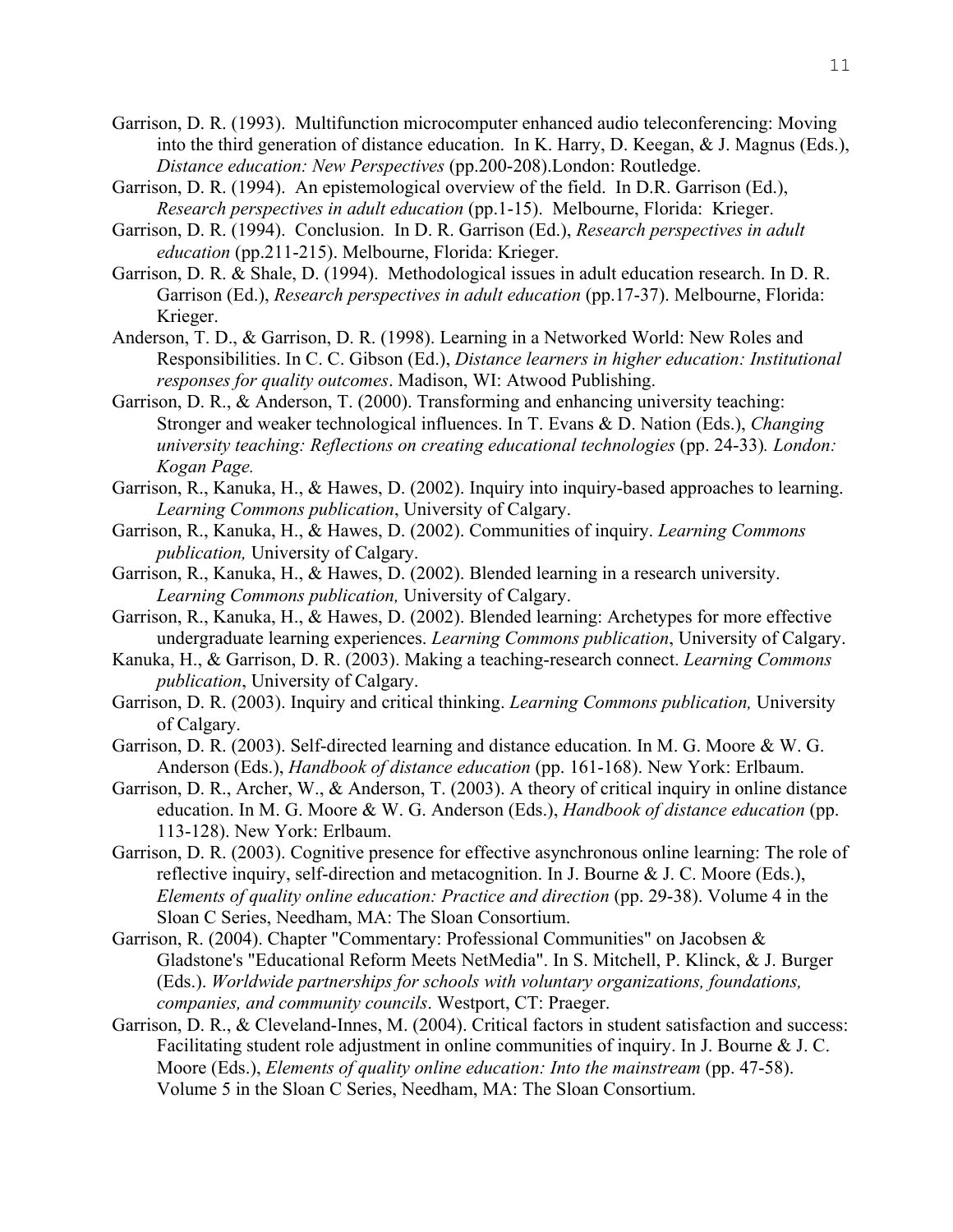Garrison, D. R. (1993). Multifunction microcomputer enhanced audio teleconferencing: Moving into the third generation of distance education. In K. Harry, D. Keegan, & J. Magnus (Eds.), *Distance education: New Perspectives* (pp.200-208).London: Routledge.

Garrison, D. R. (1994). An epistemological overview of the field. In D.R. Garrison (Ed.), *Research perspectives in adult education* (pp.1-15). Melbourne, Florida: Krieger.

Garrison, D. R. (1994). Conclusion. In D. R. Garrison (Ed.), *Research perspectives in adult education* (pp.211-215). Melbourne, Florida: Krieger.

Garrison, D. R. & Shale, D. (1994). Methodological issues in adult education research. In D. R. Garrison (Ed.), *Research perspectives in adult education* (pp.17-37). Melbourne, Florida: Krieger.

Anderson, T. D., & Garrison, D. R. (1998). Learning in a Networked World: New Roles and Responsibilities. In C. C. Gibson (Ed.), *Distance learners in higher education: Institutional responses for quality outcomes*. Madison, WI: Atwood Publishing.

Garrison, D. R., & Anderson, T. (2000). Transforming and enhancing university teaching: Stronger and weaker technological influences. In T. Evans & D. Nation (Eds.), *Changing university teaching: Reflections on creating educational technologies* (pp. 24-33)*. London: Kogan Page.*

Garrison, R., Kanuka, H., & Hawes, D. (2002). Inquiry into inquiry-based approaches to learning. *Learning Commons publication*, University of Calgary.

Garrison, R., Kanuka, H., & Hawes, D. (2002). Communities of inquiry. *Learning Commons publication,* University of Calgary.

Garrison, R., Kanuka, H., & Hawes, D. (2002). Blended learning in a research university. *Learning Commons publication,* University of Calgary.

Garrison, R., Kanuka, H., & Hawes, D. (2002). Blended learning: Archetypes for more effective undergraduate learning experiences. *Learning Commons publication*, University of Calgary.

Kanuka, H., & Garrison, D. R. (2003). Making a teaching-research connect. *Learning Commons publication*, University of Calgary.

Garrison, D. R. (2003). Inquiry and critical thinking. *Learning Commons publication,* University of Calgary.

Garrison, D. R. (2003). Self-directed learning and distance education. In M. G. Moore & W. G. Anderson (Eds.), *Handbook of distance education* (pp. 161-168). New York: Erlbaum.

Garrison, D. R., Archer, W., & Anderson, T. (2003). A theory of critical inquiry in online distance education. In M. G. Moore & W. G. Anderson (Eds.), *Handbook of distance education* (pp. 113-128). New York: Erlbaum.

Garrison, D. R. (2003). Cognitive presence for effective asynchronous online learning: The role of reflective inquiry, self-direction and metacognition. In J. Bourne & J. C. Moore (Eds.), *Elements of quality online education: Practice and direction* (pp. 29-38). Volume 4 in the Sloan C Series, Needham, MA: The Sloan Consortium.

Garrison, R. (2004). Chapter "Commentary: Professional Communities" on Jacobsen & Gladstone's "Educational Reform Meets NetMedia". In S. Mitchell, P. Klinck, & J. Burger (Eds.). *Worldwide partnerships for schools with voluntary organizations, foundations, companies, and community councils*. Westport, CT: Praeger.

Garrison, D. R., & Cleveland-Innes, M. (2004). Critical factors in student satisfaction and success: Facilitating student role adjustment in online communities of inquiry. In J. Bourne & J. C. Moore (Eds.), *Elements of quality online education: Into the mainstream* (pp. 47-58). Volume 5 in the Sloan C Series, Needham, MA: The Sloan Consortium.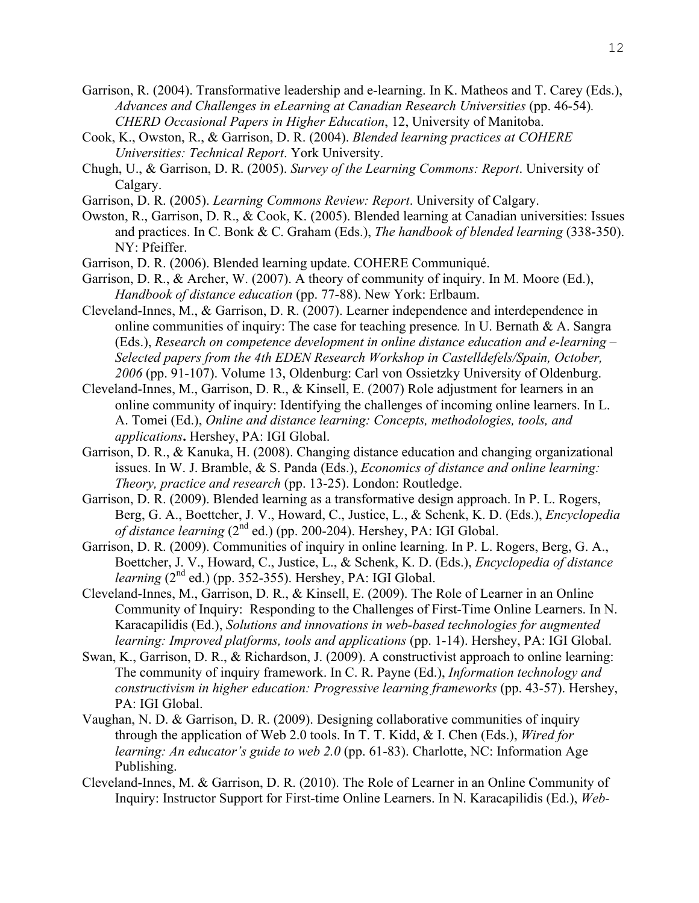Garrison, R. (2004). Transformative leadership and e-learning. In K. Matheos and T. Carey (Eds.), *Advances and Challenges in eLearning at Canadian Research Universities* (pp. 46-54). *CHERD Occasional Papers in Higher Education*, 12, University of Manitoba.

Cook, K., Owston, R., & Garrison, D. R. (2004). *Blended learning practices at COHERE Universities: Technical Report*. York University.

Chugh, U., & Garrison, D. R. (2005). *Survey of the Learning Commons: Report*. University of Calgary.

Garrison, D. R. (2005). *Learning Commons Review: Report*. University of Calgary.

Owston, R., Garrison, D. R., & Cook, K. (2005). Blended learning at Canadian universities: Issues and practices. In C. Bonk & C. Graham (Eds.), *The handbook of blended learning* (338-350). NY: Pfeiffer.

Garrison, D. R. (2006). Blended learning update. COHERE Communiqué.

Garrison, D. R., & Archer, W. (2007). A theory of community of inquiry. In M. Moore (Ed.), *Handbook of distance education* (pp. 77-88). New York: Erlbaum.

Cleveland-Innes, M., & Garrison, D. R. (2007). Learner independence and interdependence in online communities of inquiry: The case for teaching presence*.* In U. Bernath & A. Sangra (Eds.), *Research on competence development in online distance education and e-learning – Selected papers from the 4th EDEN Research Workshop in Castelldefels/Spain, October, 2006* (pp. 91-107). Volume 13, Oldenburg: Carl von Ossietzky University of Oldenburg.

Cleveland-Innes, M., Garrison, D. R., & Kinsell, E. (2007) Role adjustment for learners in an online community of inquiry: Identifying the challenges of incoming online learners. In L. A. Tomei (Ed.), *Online and distance learning: Concepts, methodologies, tools, and applications***.** Hershey, PA: IGI Global.

Garrison, D. R., & Kanuka, H. (2008). Changing distance education and changing organizational issues. In W. J. Bramble, & S. Panda (Eds.), *Economics of distance and online learning: Theory, practice and research* (pp. 13-25). London: Routledge.

Garrison, D. R. (2009). Blended learning as a transformative design approach. In P. L. Rogers, Berg, G. A., Boettcher, J. V., Howard, C., Justice, L., & Schenk, K. D. (Eds.), *Encyclopedia of distance learning* (2nd ed.) (pp. 200-204). Hershey, PA: IGI Global.

Garrison, D. R. (2009). Communities of inquiry in online learning. In P. L. Rogers, Berg, G. A., Boettcher, J. V., Howard, C., Justice, L., & Schenk, K. D. (Eds.), *Encyclopedia of distance learning* (2nd ed.) (pp. 352-355). Hershey, PA: IGI Global.

Cleveland-Innes, M., Garrison, D. R., & Kinsell, E. (2009). The Role of Learner in an Online Community of Inquiry: Responding to the Challenges of First-Time Online Learners. In N. Karacapilidis (Ed.), *Solutions and innovations in web-based technologies for augmented learning: Improved platforms, tools and applications* (pp. 1-14). Hershey, PA: IGI Global.

Swan, K., Garrison, D. R., & Richardson, J. (2009). A constructivist approach to online learning: The community of inquiry framework. In C. R. Payne (Ed.), *Information technology and constructivism in higher education: Progressive learning frameworks* (pp. 43-57). Hershey, PA: IGI Global.

Vaughan, N. D. & Garrison, D. R. (2009). Designing collaborative communities of inquiry through the application of Web 2.0 tools. In T. T. Kidd, & I. Chen (Eds.), *Wired for learning: An educator's guide to web 2.0* (pp. 61-83). Charlotte, NC: Information Age Publishing.

Cleveland-Innes, M. & Garrison, D. R. (2010). The Role of Learner in an Online Community of Inquiry: Instructor Support for First-time Online Learners. In N. Karacapilidis (Ed.), *Web-*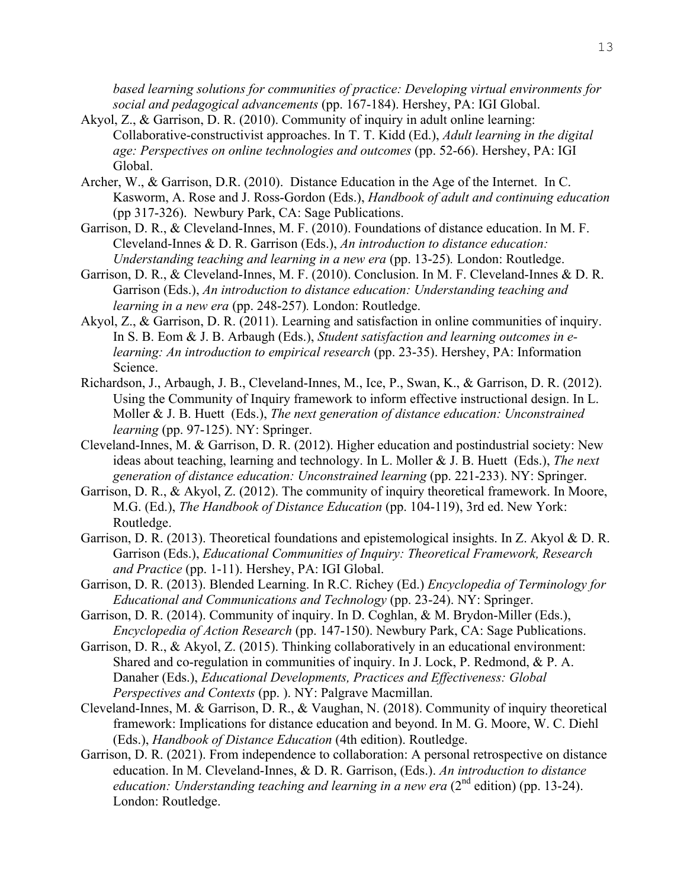*based learning solutions for communities of practice: Developing virtual environments for social and pedagogical advancements* (pp. 167-184). Hershey, PA: IGI Global.

Akyol, Z., & Garrison, D. R. (2010). Community of inquiry in adult online learning: Collaborative-constructivist approaches. In T. T. Kidd (Ed.), *Adult learning in the digital age: Perspectives on online technologies and outcomes* (pp. 52-66). Hershey, PA: IGI Global.

Archer, W., & Garrison, D.R. (2010). Distance Education in the Age of the Internet. In C. Kasworm, A. Rose and J. Ross-Gordon (Eds.), *Handbook of adult and continuing education* (pp 317-326). Newbury Park, CA: Sage Publications.

Garrison, D. R., & Cleveland-Innes, M. F. (2010). Foundations of distance education. In M. F. Cleveland-Innes & D. R. Garrison (Eds.), *An introduction to distance education: Understanding teaching and learning in a new era* (pp. 13-25). London: Routledge.

Garrison, D. R., & Cleveland-Innes, M. F. (2010). Conclusion. In M. F. Cleveland-Innes & D. R. Garrison (Eds.), *An introduction to distance education: Understanding teaching and learning in a new era* (pp. 248-257). London: Routledge.

Akyol, Z., & Garrison, D. R. (2011). Learning and satisfaction in online communities of inquiry. In S. B. Eom & J. B. Arbaugh (Eds.), *Student satisfaction and learning outcomes in e-learning: An introduction to empirical research* (pp. 23-35). Hershey, PA: Information Science.

Richardson, J., Arbaugh, J. B., Cleveland-Innes, M., Ice, P., Swan, K., & Garrison, D. R. (2012). Using the Community of Inquiry framework to inform effective instructional design. In L. Moller & J. B. Huett (Eds.), *The next generation of distance education: Unconstrained learning* (pp. 97-125). NY: Springer.

Cleveland-Innes, M. & Garrison, D. R. (2012). Higher education and postindustrial society: New ideas about teaching, learning and technology. In L. Moller & J. B. Huett (Eds.), *The next generation of distance education: Unconstrained learning* (pp. 221-233). NY: Springer.

Garrison, D. R., & Akyol, Z. (2012). The community of inquiry theoretical framework. In Moore, M.G. (Ed.), *The Handbook of Distance Education* (pp. 104-119), 3rd ed. New York: Routledge.

Garrison, D. R. (2013). Theoretical foundations and epistemological insights. In Z. Akyol & D. R. Garrison (Eds.), *Educational Communities of Inquiry: Theoretical Framework, Research and Practice* (pp. 1-11). Hershey, PA: IGI Global.

Garrison, D. R. (2013). Blended Learning. In R.C. Richey (Ed.) *Encyclopedia of Terminology for Educational and Communications and Technology* (pp. 23-24). NY: Springer.

Garrison, D. R. (2014). Community of inquiry. In D. Coghlan, & M. Brydon-Miller (Eds.), *Encyclopedia of Action Research* (pp. 147-150). Newbury Park, CA: Sage Publications.

Garrison, D. R., & Akyol, Z. (2015). Thinking collaboratively in an educational environment: Shared and co-regulation in communities of inquiry. In J. Lock, P. Redmond, & P. A. Danaher (Eds.), *Educational Developments, Practices and Effectiveness: Global Perspectives and Contexts* (pp. ). NY: Palgrave Macmillan.

Cleveland-Innes, M. & Garrison, D. R., & Vaughan, N. (2018). Community of inquiry theoretical framework: Implications for distance education and beyond. In M. G. Moore, W. C. Diehl (Eds.), *Handbook of Distance Education* (4th edition). Routledge.

Garrison, D. R. (2021). From independence to collaboration: A personal retrospective on distance education. In M. Cleveland-Innes, & D. R. Garrison, (Eds.). *An introduction to distance education: Understanding teaching and learning in a new era* (2nd edition) (pp. 13-24). London: Routledge.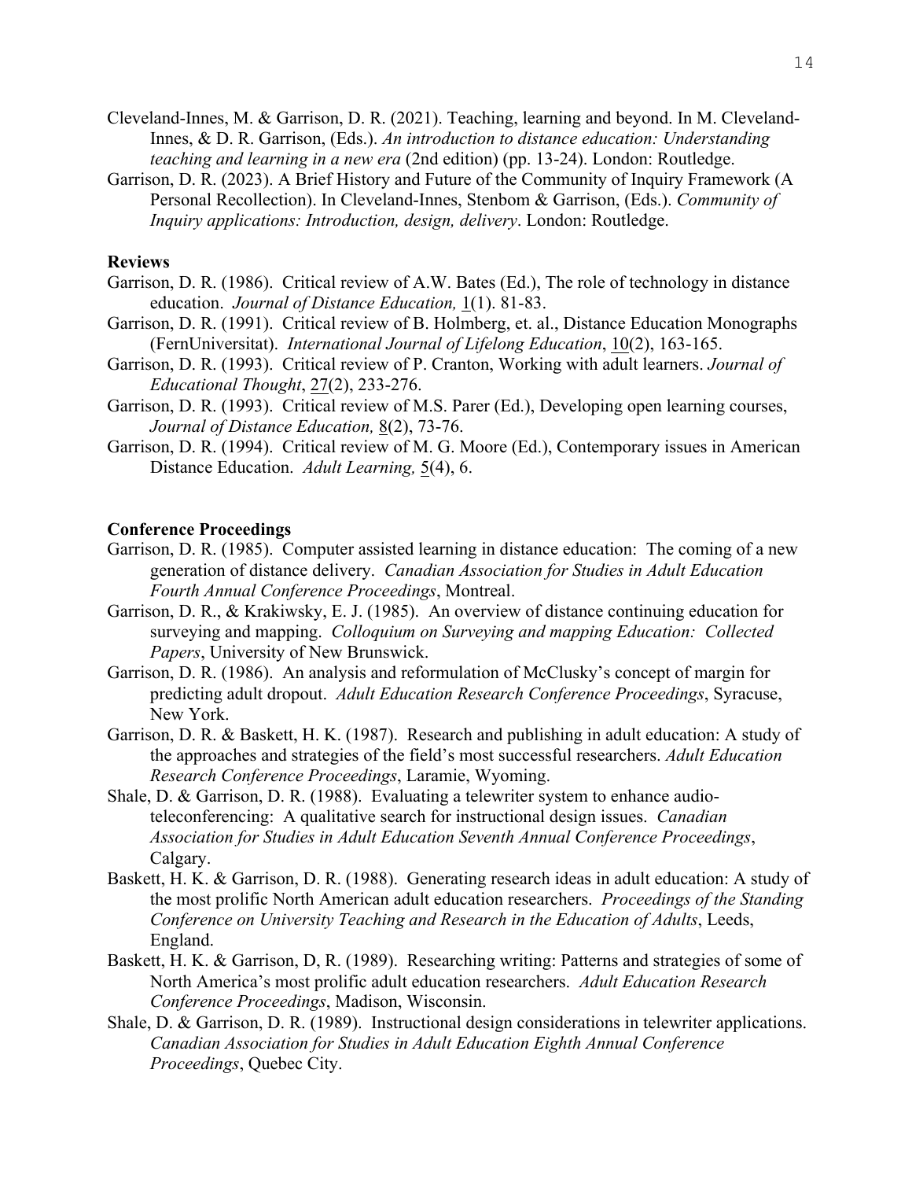Cleveland-Innes, M. & Garrison, D. R. (2021). Teaching, learning and beyond. In M. Cleveland-Innes, & D. R. Garrison, (Eds.). *An introduction to distance education: Understanding teaching and learning in a new era* (2nd edition) (pp. 13-24). London: Routledge.

Garrison, D. R. (2023). A Brief History and Future of the Community of Inquiry Framework (A Personal Recollection). In Cleveland-Innes, Stenbom & Garrison, (Eds.). *Community of Inquiry applications: Introduction, design, delivery*. London: Routledge.

**Reviews**

Garrison, D. R. (1986). Critical review of A.W. Bates (Ed.), The role of technology in distance education. *Journal of Distance Education,* 1(1). 81-83.

Garrison, D. R. (1991). Critical review of B. Holmberg, et. al., Distance Education Monographs (FernUniversitat). *International Journal of Lifelong Education*, 10(2), 163-165.

Garrison, D. R. (1993). Critical review of P. Cranton, Working with adult learners. *Journal of Educational Thought*, 27(2), 233-276.

Garrison, D. R. (1993). Critical review of M.S. Parer (Ed.), Developing open learning courses, *Journal of Distance Education,* 8(2), 73-76.

Garrison, D. R. (1994). Critical review of M. G. Moore (Ed.), Contemporary issues in American Distance Education. *Adult Learning,* 5(4), 6.

**Conference Proceedings**

Garrison, D. R. (1985). Computer assisted learning in distance education: The coming of a new generation of distance delivery. *Canadian Association for Studies in Adult Education Fourth Annual Conference Proceedings*, Montreal.

Garrison, D. R., & Krakiwsky, E. J. (1985). An overview of distance continuing education for surveying and mapping. *Colloquium on Surveying and mapping Education: Collected Papers*, University of New Brunswick.

Garrison, D. R. (1986). An analysis and reformulation of McClusky's concept of margin for predicting adult dropout. *Adult Education Research Conference Proceedings*, Syracuse, New York.

Garrison, D. R. & Baskett, H. K. (1987). Research and publishing in adult education: A study of the approaches and strategies of the field's most successful researchers. *Adult Education Research Conference Proceedings*, Laramie, Wyoming.

Shale, D. & Garrison, D. R. (1988). Evaluating a telewriter system to enhance audio-teleconferencing: A qualitative search for instructional design issues. *Canadian Association for Studies in Adult Education Seventh Annual Conference Proceedings*, Calgary.

Baskett, H. K. & Garrison, D. R. (1988). Generating research ideas in adult education: A study of the most prolific North American adult education researchers. *Proceedings of the Standing Conference on University Teaching and Research in the Education of Adults*, Leeds, England.

Baskett, H. K. & Garrison, D, R. (1989). Researching writing: Patterns and strategies of some of North America's most prolific adult education researchers. *Adult Education Research Conference Proceedings*, Madison, Wisconsin.

Shale, D. & Garrison, D. R. (1989). Instructional design considerations in telewriter applications. *Canadian Association for Studies in Adult Education Eighth Annual Conference Proceedings*, Quebec City.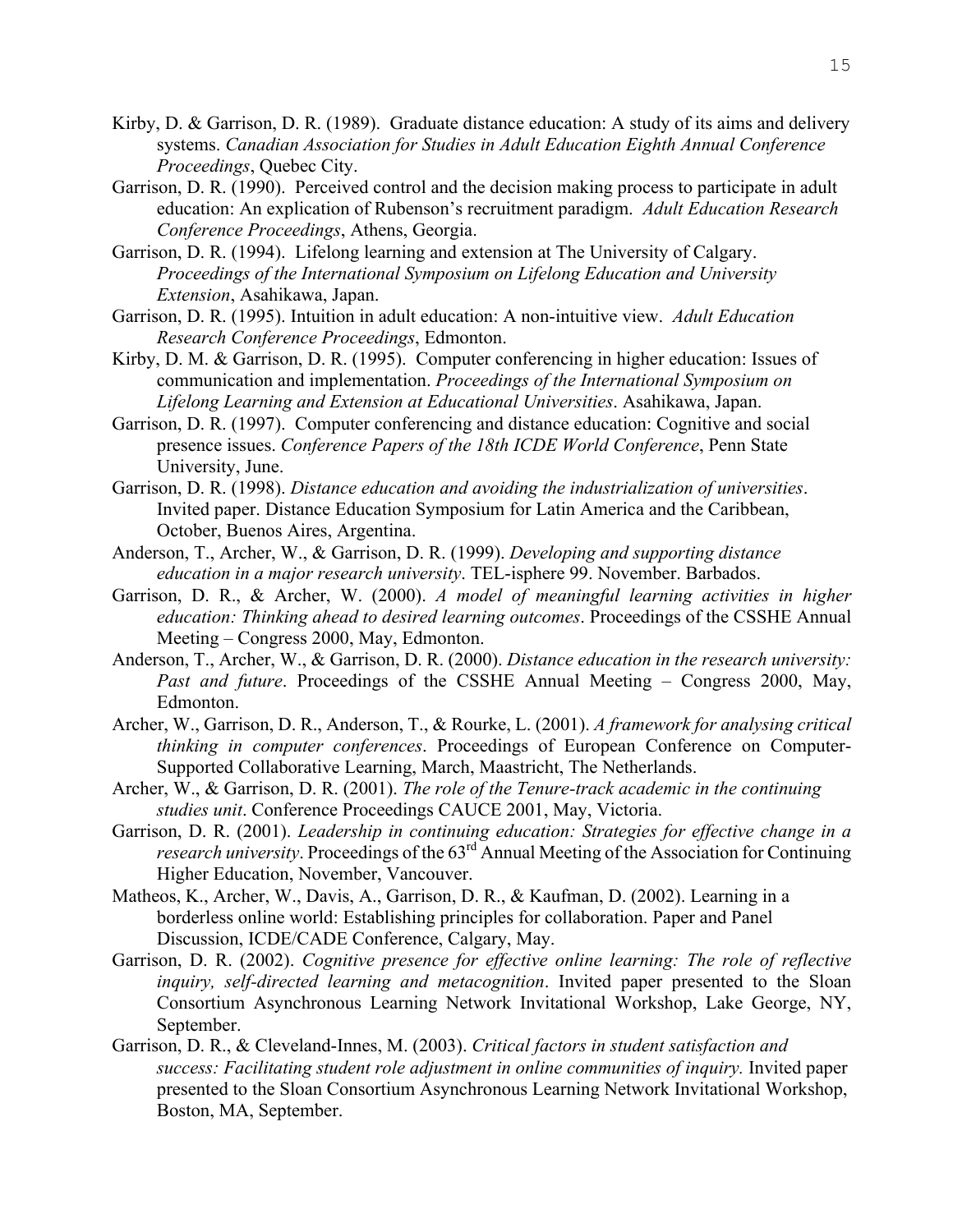Kirby, D. & Garrison, D. R. (1989). Graduate distance education: A study of its aims and delivery systems. *Canadian Association for Studies in Adult Education Eighth Annual Conference Proceedings*, Quebec City.

Garrison, D. R. (1990). Perceived control and the decision making process to participate in adult education: An explication of Rubenson's recruitment paradigm. *Adult Education Research Conference Proceedings*, Athens, Georgia.

Garrison, D. R. (1994). Lifelong learning and extension at The University of Calgary. *Proceedings of the International Symposium on Lifelong Education and University Extension*, Asahikawa, Japan.

Garrison, D. R. (1995). Intuition in adult education: A non-intuitive view. *Adult Education Research Conference Proceedings*, Edmonton.

Kirby, D. M. & Garrison, D. R. (1995). Computer conferencing in higher education: Issues of communication and implementation. *Proceedings of the International Symposium on Lifelong Learning and Extension at Educational Universities*. Asahikawa, Japan.

Garrison, D. R. (1997). Computer conferencing and distance education: Cognitive and social presence issues. *Conference Papers of the 18th ICDE World Conference*, Penn State University, June.

Garrison, D. R. (1998). *Distance education and avoiding the industrialization of universities*. Invited paper. Distance Education Symposium for Latin America and the Caribbean, October, Buenos Aires, Argentina.

Anderson, T., Archer, W., & Garrison, D. R. (1999). *Developing and supporting distance education in a major research university*. TEL-isphere 99. November. Barbados.

Garrison, D. R., & Archer, W. (2000). *A model of meaningful learning activities in higher education: Thinking ahead to desired learning outcomes*. Proceedings of the CSSHE Annual Meeting – Congress 2000, May, Edmonton.

Anderson, T., Archer, W., & Garrison, D. R. (2000). *Distance education in the research university: Past and future*. Proceedings of the CSSHE Annual Meeting – Congress 2000, May, Edmonton.

Archer, W., Garrison, D. R., Anderson, T., & Rourke, L. (2001). *A framework for analysing critical thinking in computer conferences*. Proceedings of European Conference on Computer-Supported Collaborative Learning, March, Maastricht, The Netherlands.

Archer, W., & Garrison, D. R. (2001). *The role of the Tenure-track academic in the continuing studies unit*. Conference Proceedings CAUCE 2001, May, Victoria.

Garrison, D. R. (2001). *Leadership in continuing education: Strategies for effective change in a research university*. Proceedings of the 63rd Annual Meeting of the Association for Continuing Higher Education, November, Vancouver.

Matheos, K., Archer, W., Davis, A., Garrison, D. R., & Kaufman, D. (2002). Learning in a borderless online world: Establishing principles for collaboration. Paper and Panel Discussion, ICDE/CADE Conference, Calgary, May.

Garrison, D. R. (2002). *Cognitive presence for effective online learning: The role of reflective inquiry, self-directed learning and metacognition*. Invited paper presented to the Sloan Consortium Asynchronous Learning Network Invitational Workshop, Lake George, NY, September.

Garrison, D. R., & Cleveland-Innes, M. (2003). *Critical factors in student satisfaction and success: Facilitating student role adjustment in online communities of inquiry.* Invited paper presented to the Sloan Consortium Asynchronous Learning Network Invitational Workshop, Boston, MA, September.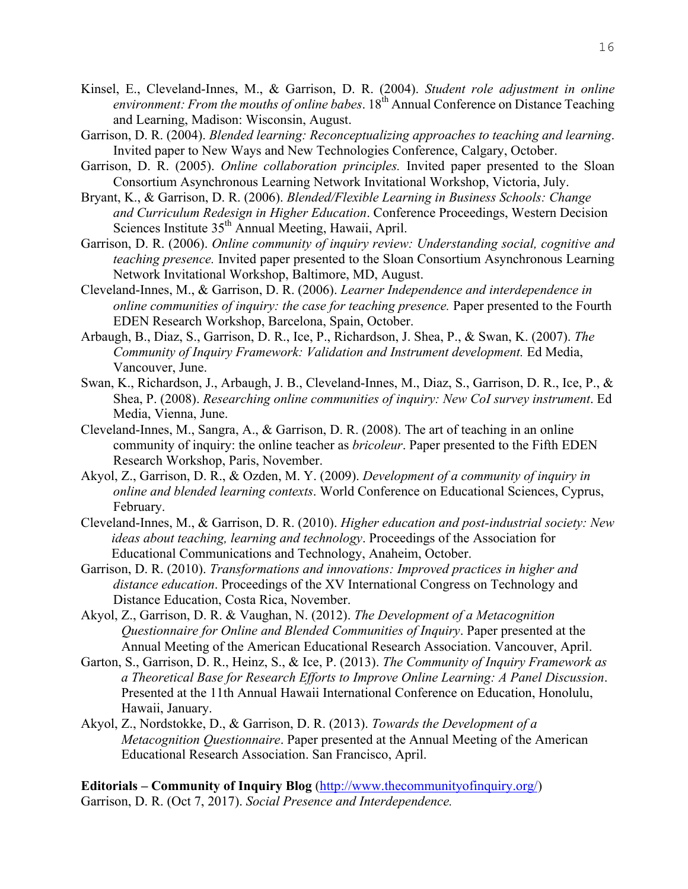Kinsel, E., Cleveland-Innes, M., & Garrison, D. R. (2004). *Student role adjustment in online environment: From the mouths of online babes*. 18th Annual Conference on Distance Teaching and Learning, Madison: Wisconsin, August.

Garrison, D. R. (2004). *Blended learning: Reconceptualizing approaches to teaching and learning*. Invited paper to New Ways and New Technologies Conference, Calgary, October.

Garrison, D. R. (2005). *Online collaboration principles.* Invited paper presented to the Sloan Consortium Asynchronous Learning Network Invitational Workshop, Victoria, July.

Bryant, K., & Garrison, D. R. (2006). *Blended/Flexible Learning in Business Schools: Change and Curriculum Redesign in Higher Education*. Conference Proceedings, Western Decision Sciences Institute 35th Annual Meeting, Hawaii, April.

Garrison, D. R. (2006). *Online community of inquiry review: Understanding social, cognitive and teaching presence.* Invited paper presented to the Sloan Consortium Asynchronous Learning Network Invitational Workshop, Baltimore, MD, August.

Cleveland-Innes, M., & Garrison, D. R. (2006). *Learner Independence and interdependence in online communities of inquiry: the case for teaching presence.* Paper presented to the Fourth EDEN Research Workshop, Barcelona, Spain, October.

Arbaugh, B., Diaz, S., Garrison, D. R., Ice, P., Richardson, J. Shea, P., & Swan, K. (2007). *The Community of Inquiry Framework: Validation and Instrument development.* Ed Media, Vancouver, June.

Swan, K., Richardson, J., Arbaugh, J. B., Cleveland-Innes, M., Diaz, S., Garrison, D. R., Ice, P., & Shea, P. (2008). *Researching online communities of inquiry: New CoI survey instrument*. Ed Media, Vienna, June.

Cleveland-Innes, M., Sangra, A., & Garrison, D. R. (2008). The art of teaching in an online community of inquiry: the online teacher as *bricoleur*. Paper presented to the Fifth EDEN Research Workshop, Paris, November.

Akyol, Z., Garrison, D. R., & Ozden, M. Y. (2009). *Development of a community of inquiry in online and blended learning contexts*. World Conference on Educational Sciences, Cyprus, February.

Cleveland-Innes, M., & Garrison, D. R. (2010). *Higher education and post-industrial society: New ideas about teaching, learning and technology*. Proceedings of the Association for Educational Communications and Technology, Anaheim, October.

Garrison, D. R. (2010). *Transformations and innovations: Improved practices in higher and distance education*. Proceedings of the XV International Congress on Technology and Distance Education, Costa Rica, November.

Akyol, Z., Garrison, D. R. & Vaughan, N. (2012). *The Development of a Metacognition Questionnaire for Online and Blended Communities of Inquiry*. Paper presented at the Annual Meeting of the American Educational Research Association. Vancouver, April.

Garton, S., Garrison, D. R., Heinz, S., & Ice, P. (2013). *The Community of Inquiry Framework as a Theoretical Base for Research Efforts to Improve Online Learning: A Panel Discussion*. Presented at the 11th Annual Hawaii International Conference on Education, Honolulu, Hawaii, January.

Akyol, Z., Nordstokke, D., & Garrison, D. R. (2013). *Towards the Development of a Metacognition Questionnaire*. Paper presented at the Annual Meeting of the American Educational Research Association. San Francisco, April.

**Editorials – Community of Inquiry Blog** (http://www.thecommunityofinquiry.org/)

Garrison, D. R. (Oct 7, 2017). *Social Presence and Interdependence.*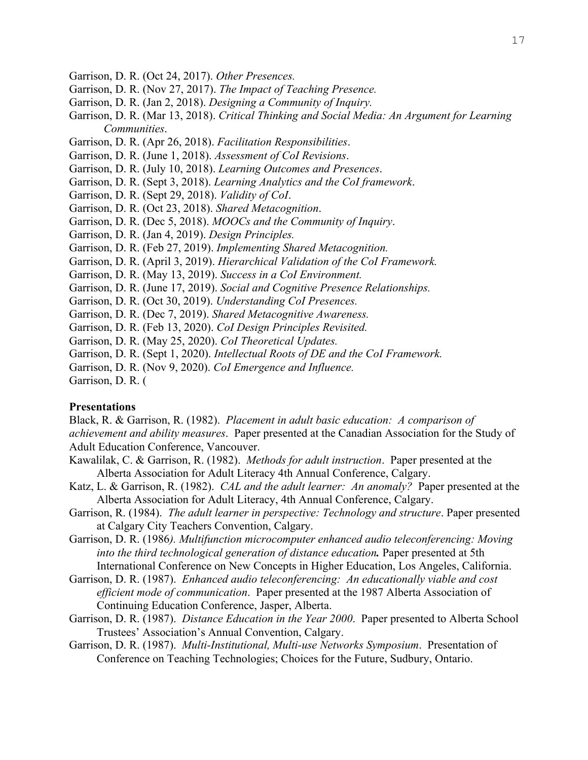Garrison, D. R. (Oct 24, 2017). *Other Presences.*

Garrison, D. R. (Nov 27, 2017). *The Impact of Teaching Presence.*

Garrison, D. R. (Jan 2, 2018). *Designing a Community of Inquiry.*

Garrison, D. R. (Mar 13, 2018). *Critical Thinking and Social Media: An Argument for Learning Communities*.

Garrison, D. R. (Apr 26, 2018). *Facilitation Responsibilities*.

Garrison, D. R. (June 1, 2018). *Assessment of CoI Revisions*.

Garrison, D. R. (July 10, 2018). *Learning Outcomes and Presences*.

Garrison, D. R. (Sept 3, 2018). *Learning Analytics and the CoI framework*.

Garrison, D. R. (Sept 29, 2018). *Validity of CoI*.

Garrison, D. R. (Oct 23, 2018). *Shared Metacognition*.

Garrison, D. R. (Dec 5, 2018). *MOOCs and the Community of Inquiry*.

Garrison, D. R. (Jan 4, 2019). *Design Principles.*

Garrison, D. R. (Feb 27, 2019). *Implementing Shared Metacognition.*

Garrison, D. R. (April 3, 2019). *Hierarchical Validation of the CoI Framework.*

Garrison, D. R. (May 13, 2019). *Success in a CoI Environment.*

Garrison, D. R. (June 17, 2019). *Social and Cognitive Presence Relationships.*

Garrison, D. R. (Oct 30, 2019). *Understanding CoI Presences.*

Garrison, D. R. (Dec 7, 2019). *Shared Metacognitive Awareness.*

Garrison, D. R. (Feb 13, 2020). *CoI Design Principles Revisited.*

Garrison, D. R. (May 25, 2020). *CoI Theoretical Updates.*

Garrison, D. R. (Sept 1, 2020). *Intellectual Roots of DE and the CoI Framework.*

Garrison, D. R. (Nov 9, 2020). *CoI Emergence and Influence.*

Garrison, D. R. (

**Presentations**

Black, R. & Garrison, R. (1982). *Placement in adult basic education: A comparison of achievement and ability measures*. Paper presented at the Canadian Association for the Study of Adult Education Conference, Vancouver.

Kawalilak, C. & Garrison, R. (1982). *Methods for adult instruction*. Paper presented at the Alberta Association for Adult Literacy 4th Annual Conference, Calgary.

Katz, L. & Garrison, R. (1982). *CAL and the adult learner: An anomaly?* Paper presented at the Alberta Association for Adult Literacy, 4th Annual Conference, Calgary.

Garrison, R. (1984). *The adult learner in perspective: Technology and structure*. Paper presented at Calgary City Teachers Convention, Calgary.

Garrison, D. R. (1986*). Multifunction microcomputer enhanced audio teleconferencing: Moving into the third technological generation of distance education.* Paper presented at 5th International Conference on New Concepts in Higher Education, Los Angeles, California.

Garrison, D. R. (1987). *Enhanced audio teleconferencing: An educationally viable and cost efficient mode of communication*. Paper presented at the 1987 Alberta Association of Continuing Education Conference, Jasper, Alberta.

Garrison, D. R. (1987). *Distance Education in the Year 2000*. Paper presented to Alberta School Trustees' Association's Annual Convention, Calgary.

Garrison, D. R. (1987). *Multi-Institutional, Multi-use Networks Symposium*. Presentation of Conference on Teaching Technologies; Choices for the Future, Sudbury, Ontario.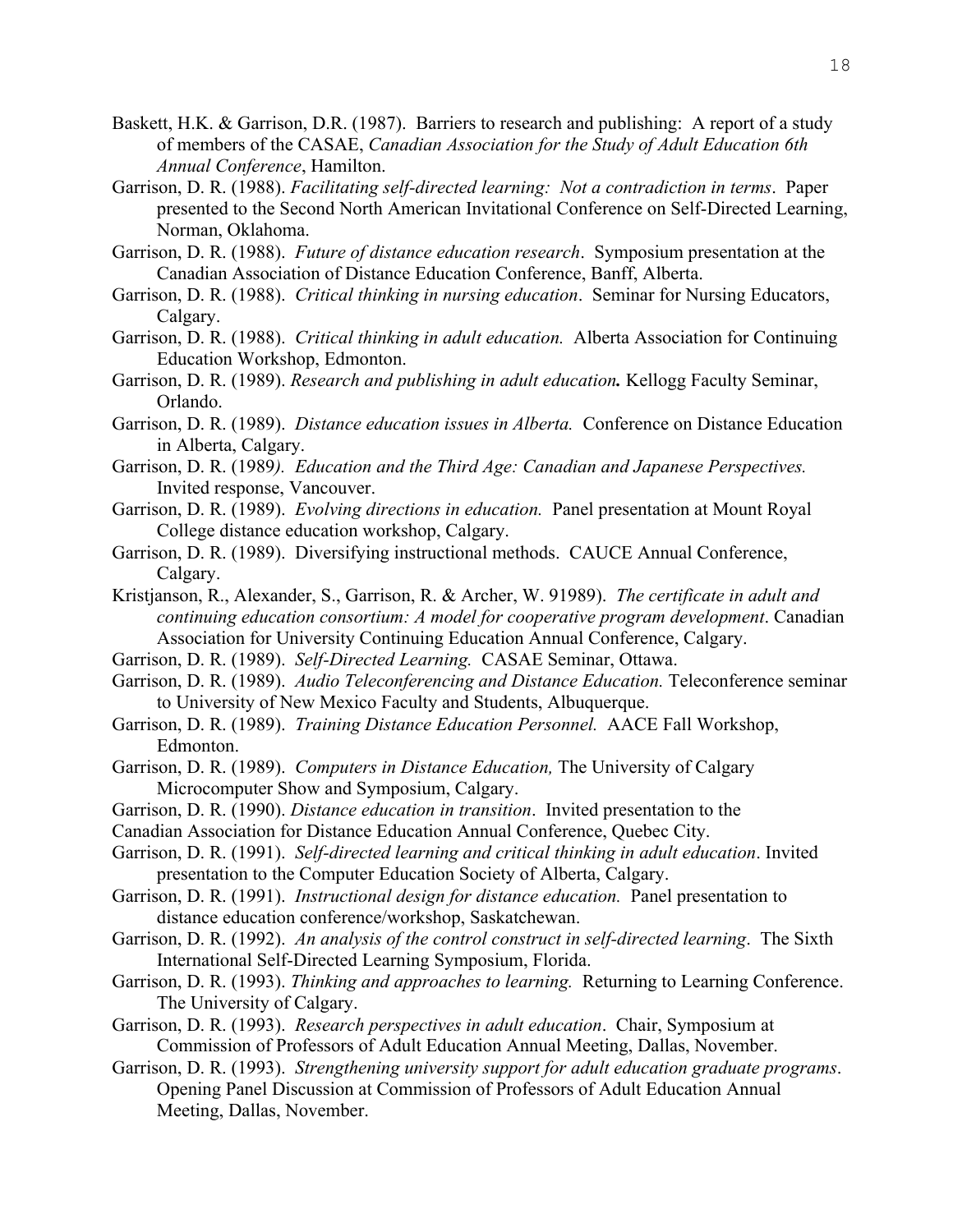Baskett, H.K. & Garrison, D.R. (1987). Barriers to research and publishing: A report of a study of members of the CASAE, *Canadian Association for the Study of Adult Education 6th Annual Conference*, Hamilton.

Garrison, D. R. (1988). *Facilitating self-directed learning: Not a contradiction in terms*. Paper presented to the Second North American Invitational Conference on Self-Directed Learning, Norman, Oklahoma.

Garrison, D. R. (1988). *Future of distance education research*. Symposium presentation at the Canadian Association of Distance Education Conference, Banff, Alberta.

Garrison, D. R. (1988). *Critical thinking in nursing education*. Seminar for Nursing Educators, Calgary.

Garrison, D. R. (1988). *Critical thinking in adult education.* Alberta Association for Continuing Education Workshop, Edmonton.

Garrison, D. R. (1989). *Research and publishing in adult education.* Kellogg Faculty Seminar, Orlando.

Garrison, D. R. (1989). *Distance education issues in Alberta.* Conference on Distance Education in Alberta, Calgary.

Garrison, D. R. (1989*). Education and the Third Age: Canadian and Japanese Perspectives.* Invited response, Vancouver.

Garrison, D. R. (1989). *Evolving directions in education.* Panel presentation at Mount Royal College distance education workshop, Calgary.

Garrison, D. R. (1989). Diversifying instructional methods. CAUCE Annual Conference, Calgary.

Kristjanson, R., Alexander, S., Garrison, R. & Archer, W. 91989). *The certificate in adult and continuing education consortium: A model for cooperative program development*. Canadian Association for University Continuing Education Annual Conference, Calgary.

Garrison, D. R. (1989). *Self-Directed Learning.* CASAE Seminar, Ottawa.

Garrison, D. R. (1989). *Audio Teleconferencing and Distance Education.* Teleconference seminar to University of New Mexico Faculty and Students, Albuquerque.

Garrison, D. R. (1989). *Training Distance Education Personnel.* AACE Fall Workshop, Edmonton.

Garrison, D. R. (1989). *Computers in Distance Education,* The University of Calgary Microcomputer Show and Symposium, Calgary.

Garrison, D. R. (1990). *Distance education in transition*. Invited presentation to the Canadian Association for Distance Education Annual Conference, Quebec City.

Garrison, D. R. (1991). *Self-directed learning and critical thinking in adult education*. Invited presentation to the Computer Education Society of Alberta, Calgary.

Garrison, D. R. (1991). *Instructional design for distance education.* Panel presentation to distance education conference/workshop, Saskatchewan.

Garrison, D. R. (1992). *An analysis of the control construct in self-directed learning*. The Sixth International Self-Directed Learning Symposium, Florida.

Garrison, D. R. (1993). *Thinking and approaches to learning.* Returning to Learning Conference. The University of Calgary.

Garrison, D. R. (1993). *Research perspectives in adult education*. Chair, Symposium at Commission of Professors of Adult Education Annual Meeting, Dallas, November.

Garrison, D. R. (1993). *Strengthening university support for adult education graduate programs*. Opening Panel Discussion at Commission of Professors of Adult Education Annual Meeting, Dallas, November.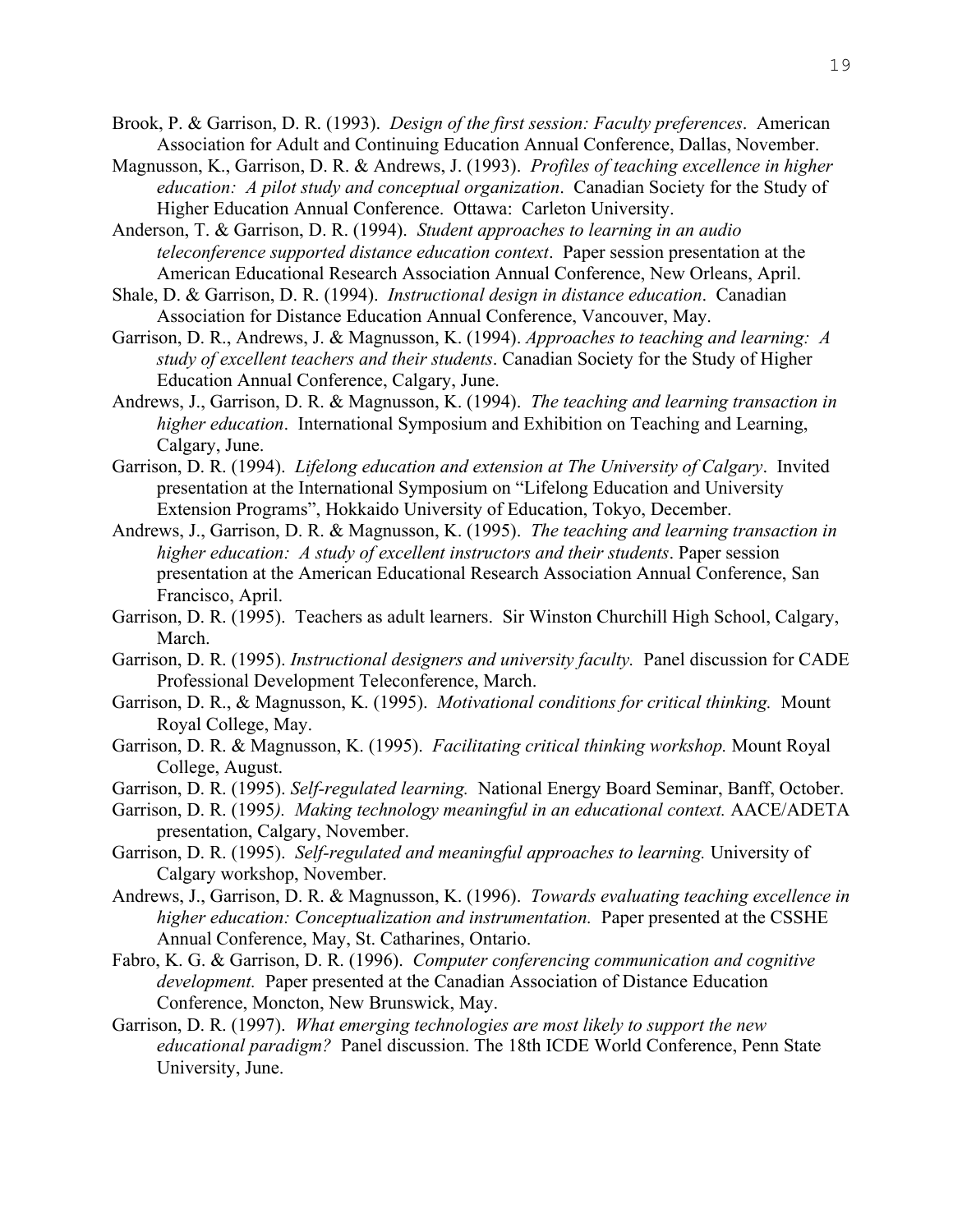Brook, P. & Garrison, D. R. (1993). *Design of the first session: Faculty preferences*. American Association for Adult and Continuing Education Annual Conference, Dallas, November.

Magnusson, K., Garrison, D. R. & Andrews, J. (1993). *Profiles of teaching excellence in higher education: A pilot study and conceptual organization*. Canadian Society for the Study of Higher Education Annual Conference. Ottawa: Carleton University.

Anderson, T. & Garrison, D. R. (1994). *Student approaches to learning in an audio teleconference supported distance education context*. Paper session presentation at the American Educational Research Association Annual Conference, New Orleans, April.

Shale, D. & Garrison, D. R. (1994). *Instructional design in distance education*. Canadian Association for Distance Education Annual Conference, Vancouver, May.

Garrison, D. R., Andrews, J. & Magnusson, K. (1994). *Approaches to teaching and learning: A study of excellent teachers and their students*. Canadian Society for the Study of Higher Education Annual Conference, Calgary, June.

Andrews, J., Garrison, D. R. & Magnusson, K. (1994). *The teaching and learning transaction in higher education*. International Symposium and Exhibition on Teaching and Learning, Calgary, June.

Garrison, D. R. (1994). *Lifelong education and extension at The University of Calgary*. Invited presentation at the International Symposium on "Lifelong Education and University Extension Programs", Hokkaido University of Education, Tokyo, December.

Andrews, J., Garrison, D. R. & Magnusson, K. (1995). *The teaching and learning transaction in higher education: A study of excellent instructors and their students*. Paper session presentation at the American Educational Research Association Annual Conference, San Francisco, April.

Garrison, D. R. (1995). Teachers as adult learners. Sir Winston Churchill High School, Calgary, March.

Garrison, D. R. (1995). *Instructional designers and university faculty.* Panel discussion for CADE Professional Development Teleconference, March.

Garrison, D. R., & Magnusson, K. (1995). *Motivational conditions for critical thinking.* Mount Royal College, May.

Garrison, D. R. & Magnusson, K. (1995). *Facilitating critical thinking workshop.* Mount Royal College, August.

Garrison, D. R. (1995). *Self-regulated learning.* National Energy Board Seminar, Banff, October.

Garrison, D. R. (1995*). Making technology meaningful in an educational context.* AACE/ADETA presentation, Calgary, November.

Garrison, D. R. (1995). *Self-regulated and meaningful approaches to learning.* University of Calgary workshop, November.

Andrews, J., Garrison, D. R. & Magnusson, K. (1996). *Towards evaluating teaching excellence in higher education: Conceptualization and instrumentation.* Paper presented at the CSSHE Annual Conference, May, St. Catharines, Ontario.

Fabro, K. G. & Garrison, D. R. (1996). *Computer conferencing communication and cognitive development.* Paper presented at the Canadian Association of Distance Education Conference, Moncton, New Brunswick, May.

Garrison, D. R. (1997). *What emerging technologies are most likely to support the new educational paradigm?* Panel discussion. The 18th ICDE World Conference, Penn State University, June.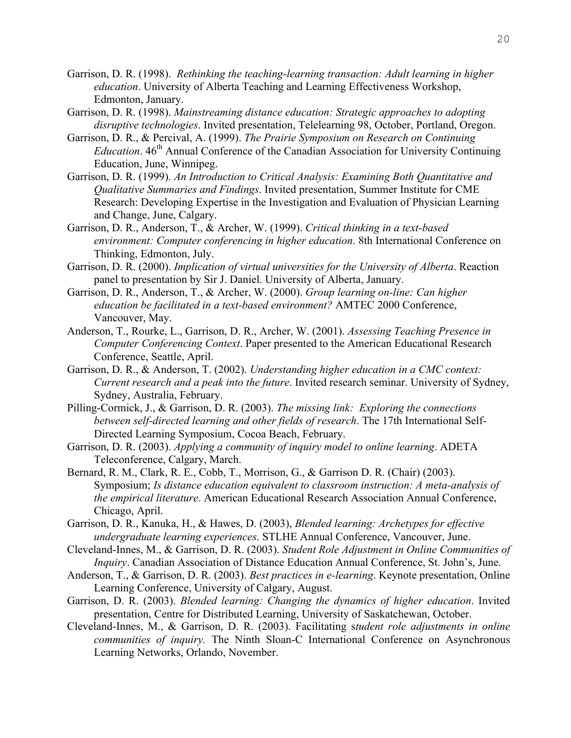Garrison, D. R. (1998). *Rethinking the teaching-learning transaction: Adult learning in higher education*. University of Alberta Teaching and Learning Effectiveness Workshop, Edmonton, January.

Garrison, D. R. (1998). *Mainstreaming distance education: Strategic approaches to adopting disruptive technologies*. Invited presentation, Telelearning 98, October, Portland, Oregon.

Garrison, D. R., & Percival, A. (1999). *The Prairie Symposium on Research on Continuing Education*. 46th Annual Conference of the Canadian Association for University Continuing Education, June, Winnipeg.

Garrison, D. R. (1999). *An Introduction to Critical Analysis: Examining Both Quantitative and Qualitative Summaries and Findings*. Invited presentation, Summer Institute for CME Research: Developing Expertise in the Investigation and Evaluation of Physician Learning and Change, June, Calgary.

Garrison, D. R., Anderson, T., & Archer, W. (1999). *Critical thinking in a text-based environment: Computer conferencing in higher education*. 8th International Conference on Thinking, Edmonton, July.

Garrison, D. R. (2000). *Implication of virtual universities for the University of Alberta*. Reaction panel to presentation by Sir J. Daniel. University of Alberta, January.

Garrison, D. R., Anderson, T., & Archer, W. (2000). *Group learning on-line: Can higher education be facilitated in a text-based environment?* AMTEC 2000 Conference, Vancouver, May.

Anderson, T., Rourke, L., Garrison, D. R., Archer, W. (2001). *Assessing Teaching Presence in Computer Conferencing Context*. Paper presented to the American Educational Research Conference, Seattle, April.

Garrison, D. R., & Anderson, T. (2002). *Understanding higher education in a CMC context: Current research and a peak into the future*. Invited research seminar. University of Sydney, Sydney, Australia, February.

Pilling-Cormick, J., & Garrison, D. R. (2003). *The missing link: Exploring the connections between self-directed learning and other fields of research*. The 17th International Self-Directed Learning Symposium, Cocoa Beach, February.

Garrison, D. R. (2003). *Applying a community of inquiry model to online learning*. ADETA Teleconference, Calgary, March.

Bernard, R. M., Clark, R. E., Cobb, T., Morrison, G., & Garrison D. R. (Chair) (2003). Symposium; *Is distance education equivalent to classroom instruction: A meta-analysis of the empirical literature*. American Educational Research Association Annual Conference, Chicago, April.

Garrison, D. R., Kanuka, H., & Hawes, D. (2003), *Blended learning: Archetypes for effective undergraduate learning experiences*. STLHE Annual Conference, Vancouver, June.

Cleveland-Innes, M., & Garrison, D. R. (2003). *Student Role Adjustment in Online Communities of Inquiry*. Canadian Association of Distance Education Annual Conference, St. John's, June.

Anderson, T., & Garrison, D. R. (2003). *Best practices in e-learning*. Keynote presentation, Online Learning Conference, University of Calgary, August.

Garrison, D. R. (2003). *Blended learning: Changing the dynamics of higher education*. Invited presentation, Centre for Distributed Learning, University of Saskatchewan, October.

Cleveland-Innes, M., & Garrison, D. R. (2003). Facilitating s*tudent role adjustments in online communities of inquiry.* The Ninth Sloan-C International Conference on Asynchronous Learning Networks, Orlando, November.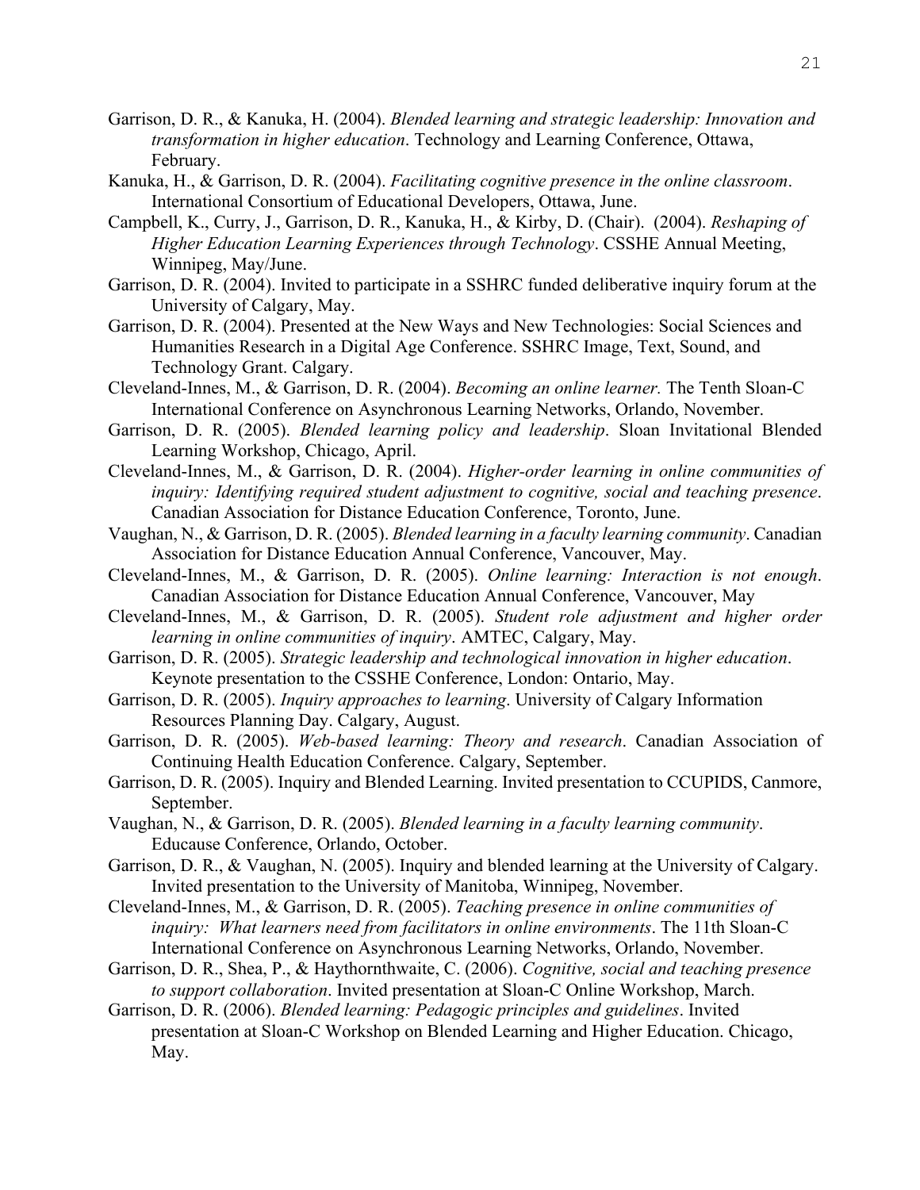Garrison, D. R., & Kanuka, H. (2004). *Blended learning and strategic leadership: Innovation and transformation in higher education*. Technology and Learning Conference, Ottawa, February.

Kanuka, H., & Garrison, D. R. (2004). *Facilitating cognitive presence in the online classroom*. International Consortium of Educational Developers, Ottawa, June.

Campbell, K., Curry, J., Garrison, D. R., Kanuka, H., & Kirby, D. (Chair). (2004). *Reshaping of Higher Education Learning Experiences through Technology*. CSSHE Annual Meeting, Winnipeg, May/June.

Garrison, D. R. (2004). Invited to participate in a SSHRC funded deliberative inquiry forum at the University of Calgary, May.

Garrison, D. R. (2004). Presented at the New Ways and New Technologies: Social Sciences and Humanities Research in a Digital Age Conference. SSHRC Image, Text, Sound, and Technology Grant. Calgary.

Cleveland-Innes, M., & Garrison, D. R. (2004). *Becoming an online learner.* The Tenth Sloan-C International Conference on Asynchronous Learning Networks, Orlando, November.

Garrison, D. R. (2005). *Blended learning policy and leadership*. Sloan Invitational Blended Learning Workshop, Chicago, April.

Cleveland-Innes, M., & Garrison, D. R. (2004). *Higher-order learning in online communities of inquiry: Identifying required student adjustment to cognitive, social and teaching presence*. Canadian Association for Distance Education Conference, Toronto, June.

Vaughan, N., & Garrison, D. R. (2005). *Blended learning in a faculty learning community*. Canadian Association for Distance Education Annual Conference, Vancouver, May.

Cleveland-Innes, M., & Garrison, D. R. (2005). *Online learning: Interaction is not enough*. Canadian Association for Distance Education Annual Conference, Vancouver, May

Cleveland-Innes, M., & Garrison, D. R. (2005). *Student role adjustment and higher order learning in online communities of inquiry*. AMTEC, Calgary, May.

Garrison, D. R. (2005). *Strategic leadership and technological innovation in higher education*. Keynote presentation to the CSSHE Conference, London: Ontario, May.

Garrison, D. R. (2005). *Inquiry approaches to learning*. University of Calgary Information Resources Planning Day. Calgary, August.

Garrison, D. R. (2005). *Web-based learning: Theory and research*. Canadian Association of Continuing Health Education Conference. Calgary, September.

Garrison, D. R. (2005). Inquiry and Blended Learning. Invited presentation to CCUPIDS, Canmore, September.

Vaughan, N., & Garrison, D. R. (2005). *Blended learning in a faculty learning community*. Educause Conference, Orlando, October.

Garrison, D. R., & Vaughan, N. (2005). Inquiry and blended learning at the University of Calgary. Invited presentation to the University of Manitoba, Winnipeg, November.

Cleveland-Innes, M., & Garrison, D. R. (2005). *Teaching presence in online communities of inquiry: What learners need from facilitators in online environments*. The 11th Sloan-C International Conference on Asynchronous Learning Networks, Orlando, November.

Garrison, D. R., Shea, P., & Haythornthwaite, C. (2006). *Cognitive, social and teaching presence to support collaboration*. Invited presentation at Sloan-C Online Workshop, March.

Garrison, D. R. (2006). *Blended learning: Pedagogic principles and guidelines*. Invited presentation at Sloan-C Workshop on Blended Learning and Higher Education. Chicago, May.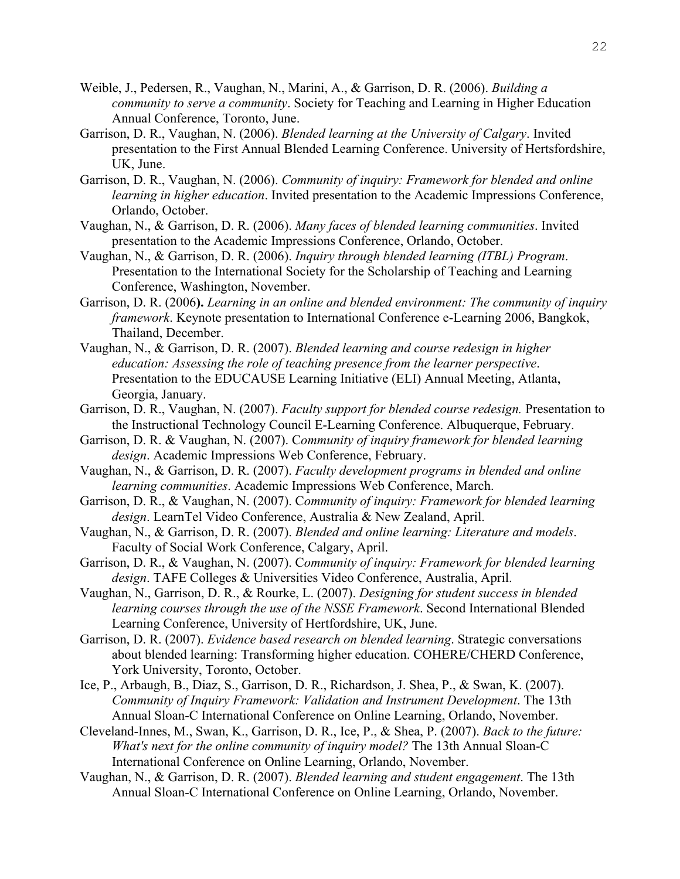Weible, J., Pedersen, R., Vaughan, N., Marini, A., & Garrison, D. R. (2006). *Building a community to serve a community*. Society for Teaching and Learning in Higher Education Annual Conference, Toronto, June.

Garrison, D. R., Vaughan, N. (2006). *Blended learning at the University of Calgary*. Invited presentation to the First Annual Blended Learning Conference. University of Hertsfordshire, UK, June.

Garrison, D. R., Vaughan, N. (2006). *Community of inquiry: Framework for blended and online learning in higher education*. Invited presentation to the Academic Impressions Conference, Orlando, October.

Vaughan, N., & Garrison, D. R. (2006). *Many faces of blended learning communities*. Invited presentation to the Academic Impressions Conference, Orlando, October.

Vaughan, N., & Garrison, D. R. (2006). *Inquiry through blended learning (ITBL) Program*. Presentation to the International Society for the Scholarship of Teaching and Learning Conference, Washington, November.

Garrison, D. R. (2006**).** *Learning in an online and blended environment: The community of inquiry framework*. Keynote presentation to International Conference e-Learning 2006, Bangkok, Thailand, December.

Vaughan, N., & Garrison, D. R. (2007). *Blended learning and course redesign in higher education: Assessing the role of teaching presence from the learner perspective*. Presentation to the EDUCAUSE Learning Initiative (ELI) Annual Meeting, Atlanta, Georgia, January.

Garrison, D. R., Vaughan, N. (2007). *Faculty support for blended course redesign.* Presentation to the Instructional Technology Council E-Learning Conference. Albuquerque, February.

Garrison, D. R. & Vaughan, N. (2007). C*ommunity of inquiry framework for blended learning design*. Academic Impressions Web Conference, February.

Vaughan, N., & Garrison, D. R. (2007). *Faculty development programs in blended and online learning communities*. Academic Impressions Web Conference, March.

Garrison, D. R., & Vaughan, N. (2007). C*ommunity of inquiry: Framework for blended learning design*. LearnTel Video Conference, Australia & New Zealand, April.

Vaughan, N., & Garrison, D. R. (2007). *Blended and online learning: Literature and models*. Faculty of Social Work Conference, Calgary, April.

Garrison, D. R., & Vaughan, N. (2007). C*ommunity of inquiry: Framework for blended learning design*. TAFE Colleges & Universities Video Conference, Australia, April.

Vaughan, N., Garrison, D. R., & Rourke, L. (2007). *Designing for student success in blended learning courses through the use of the NSSE Framework*. Second International Blended Learning Conference, University of Hertfordshire, UK, June.

Garrison, D. R. (2007). *Evidence based research on blended learning*. Strategic conversations about blended learning: Transforming higher education. COHERE/CHERD Conference, York University, Toronto, October.

Ice, P., Arbaugh, B., Diaz, S., Garrison, D. R., Richardson, J. Shea, P., & Swan, K. (2007). *Community of Inquiry Framework: Validation and Instrument Development*. The 13th Annual Sloan-C International Conference on Online Learning, Orlando, November.

Cleveland-Innes, M., Swan, K., Garrison, D. R., Ice, P., & Shea, P. (2007). *Back to the future: What's next for the online community of inquiry model?* The 13th Annual Sloan-C International Conference on Online Learning, Orlando, November.

Vaughan, N., & Garrison, D. R. (2007). *Blended learning and student engagement*. The 13th Annual Sloan-C International Conference on Online Learning, Orlando, November.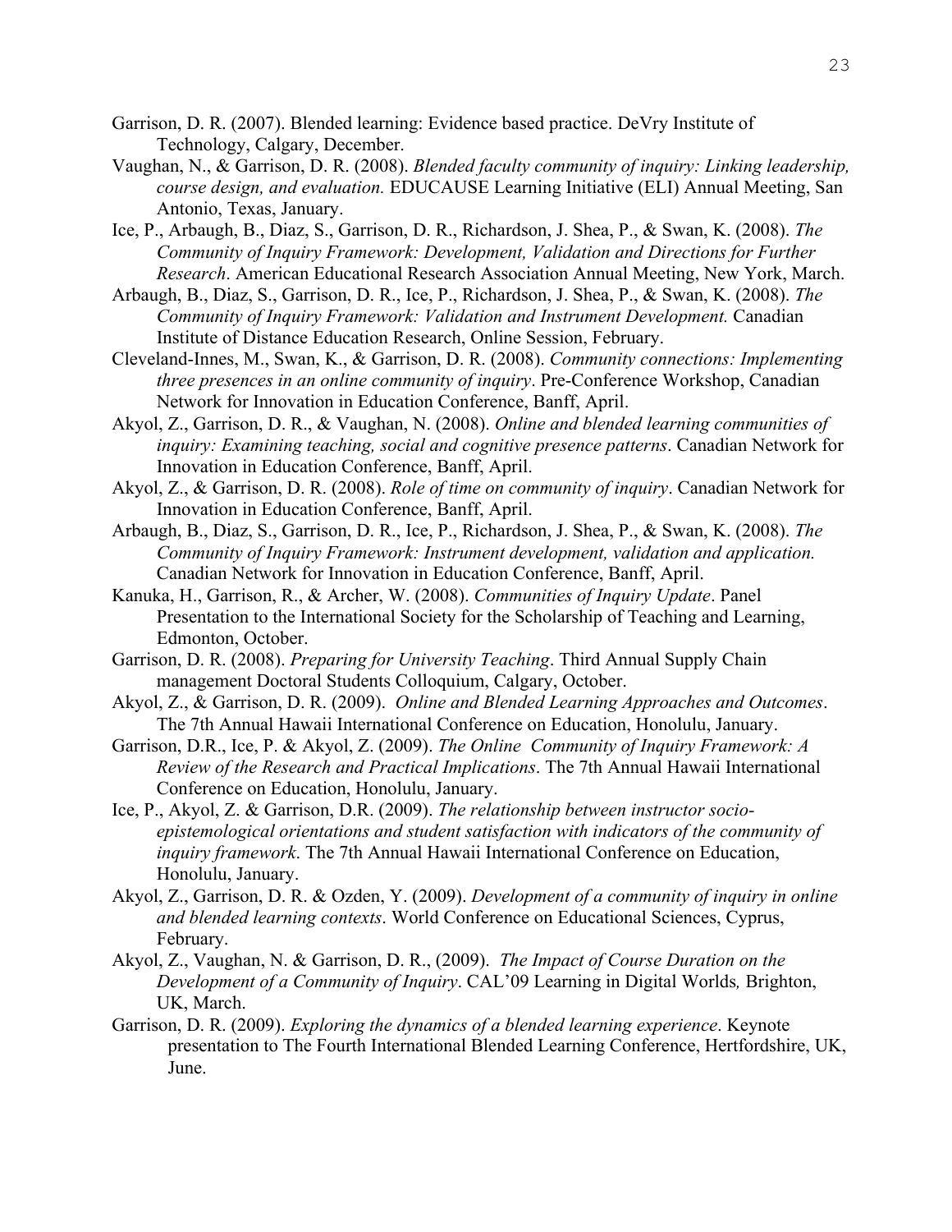Garrison, D. R. (2007). Blended learning: Evidence based practice. DeVry Institute of Technology, Calgary, December.

Vaughan, N., & Garrison, D. R. (2008). *Blended faculty community of inquiry: Linking leadership, course design, and evaluation.* EDUCAUSE Learning Initiative (ELI) Annual Meeting, San Antonio, Texas, January.

Ice, P., Arbaugh, B., Diaz, S., Garrison, D. R., Richardson, J. Shea, P., & Swan, K. (2008). *The Community of Inquiry Framework: Development, Validation and Directions for Further Research*. American Educational Research Association Annual Meeting, New York, March.

Arbaugh, B., Diaz, S., Garrison, D. R., Ice, P., Richardson, J. Shea, P., & Swan, K. (2008). *The Community of Inquiry Framework: Validation and Instrument Development.* Canadian Institute of Distance Education Research, Online Session, February.

Cleveland-Innes, M., Swan, K., & Garrison, D. R. (2008). *Community connections: Implementing three presences in an online community of inquiry*. Pre-Conference Workshop, Canadian Network for Innovation in Education Conference, Banff, April.

Akyol, Z., Garrison, D. R., & Vaughan, N. (2008). *Online and blended learning communities of inquiry: Examining teaching, social and cognitive presence patterns*. Canadian Network for Innovation in Education Conference, Banff, April.

Akyol, Z., & Garrison, D. R. (2008). *Role of time on community of inquiry*. Canadian Network for Innovation in Education Conference, Banff, April.

Arbaugh, B., Diaz, S., Garrison, D. R., Ice, P., Richardson, J. Shea, P., & Swan, K. (2008). *The Community of Inquiry Framework: Instrument development, validation and application.* Canadian Network for Innovation in Education Conference, Banff, April.

Kanuka, H., Garrison, R., & Archer, W. (2008). *Communities of Inquiry Update*. Panel Presentation to the International Society for the Scholarship of Teaching and Learning, Edmonton, October.

Garrison, D. R. (2008). *Preparing for University Teaching*. Third Annual Supply Chain management Doctoral Students Colloquium, Calgary, October.

Akyol, Z., & Garrison, D. R. (2009). *Online and Blended Learning Approaches and Outcomes*. The 7th Annual Hawaii International Conference on Education, Honolulu, January.

Garrison, D.R., Ice, P. & Akyol, Z. (2009). *The Online Community of Inquiry Framework: A Review of the Research and Practical Implications*. The 7th Annual Hawaii International Conference on Education, Honolulu, January.

Ice, P., Akyol, Z. & Garrison, D.R. (2009). *The relationship between instructor socio-epistemological orientations and student satisfaction with indicators of the community of inquiry framework*. The 7th Annual Hawaii International Conference on Education, Honolulu, January.

Akyol, Z., Garrison, D. R. & Ozden, Y. (2009). *Development of a community of inquiry in online and blended learning contexts*. World Conference on Educational Sciences, Cyprus, February.

Akyol, Z., Vaughan, N. & Garrison, D. R., (2009). *The Impact of Course Duration on the Development of a Community of Inquiry*. CAL'09 Learning in Digital Worlds*,* Brighton, UK, March.

Garrison, D. R. (2009). *Exploring the dynamics of a blended learning experience*. Keynote presentation to The Fourth International Blended Learning Conference, Hertfordshire, UK, June.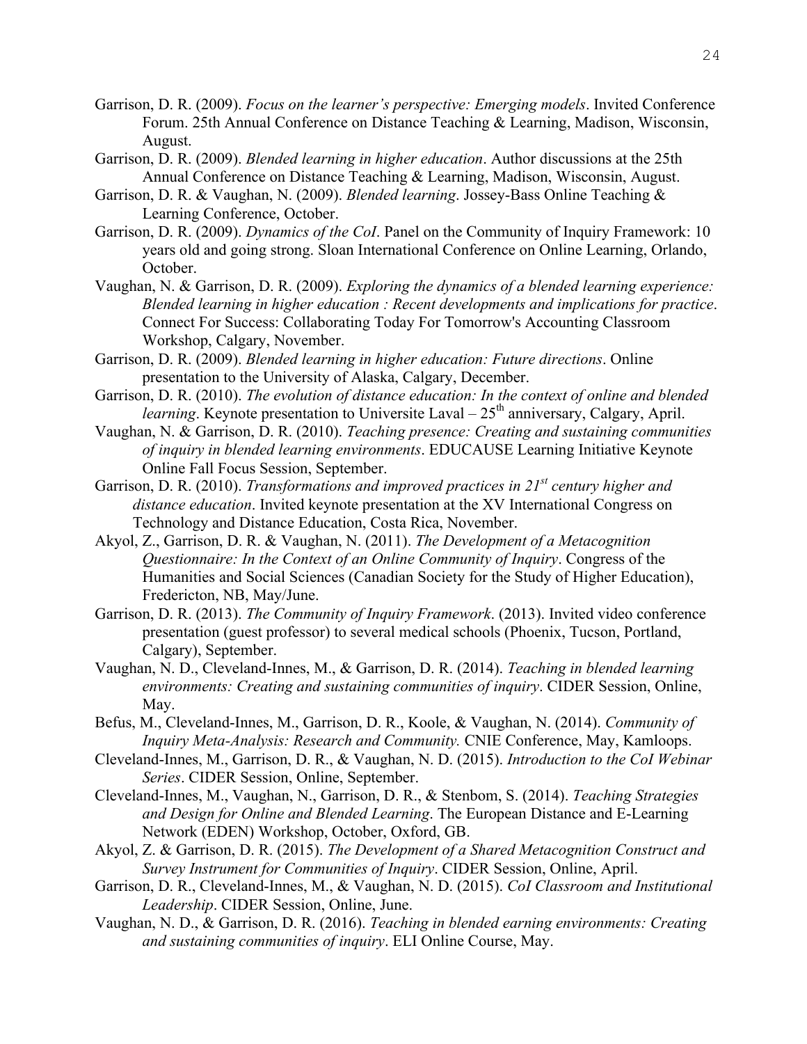Garrison, D. R. (2009). *Focus on the learner's perspective: Emerging models*. Invited Conference Forum. 25th Annual Conference on Distance Teaching & Learning, Madison, Wisconsin, August.

Garrison, D. R. (2009). *Blended learning in higher education*. Author discussions at the 25th Annual Conference on Distance Teaching & Learning, Madison, Wisconsin, August.

Garrison, D. R. & Vaughan, N. (2009). *Blended learning*. Jossey-Bass Online Teaching & Learning Conference, October.

Garrison, D. R. (2009). *Dynamics of the CoI*. Panel on the Community of Inquiry Framework: 10 years old and going strong. Sloan International Conference on Online Learning, Orlando, October.

Vaughan, N. & Garrison, D. R. (2009). *Exploring the dynamics of a blended learning experience: Blended learning in higher education : Recent developments and implications for practice*. Connect For Success: Collaborating Today For Tomorrow's Accounting Classroom Workshop, Calgary, November.

Garrison, D. R. (2009). *Blended learning in higher education: Future directions*. Online presentation to the University of Alaska, Calgary, December.

Garrison, D. R. (2010). *The evolution of distance education: In the context of online and blended learning*. Keynote presentation to Universite Laval – 25th anniversary, Calgary, April.

Vaughan, N. & Garrison, D. R. (2010). *Teaching presence: Creating and sustaining communities of inquiry in blended learning environments*. EDUCAUSE Learning Initiative Keynote Online Fall Focus Session, September.

Garrison, D. R. (2010). *Transformations and improved practices in 21st century higher and distance education*. Invited keynote presentation at the XV International Congress on Technology and Distance Education, Costa Rica, November.

Akyol, Z., Garrison, D. R. & Vaughan, N. (2011). *The Development of a Metacognition Questionnaire: In the Context of an Online Community of Inquiry*. Congress of the Humanities and Social Sciences (Canadian Society for the Study of Higher Education), Fredericton, NB, May/June.

Garrison, D. R. (2013). *The Community of Inquiry Framework*. (2013). Invited video conference presentation (guest professor) to several medical schools (Phoenix, Tucson, Portland, Calgary), September.

Vaughan, N. D., Cleveland-Innes, M., & Garrison, D. R. (2014). *Teaching in blended learning environments: Creating and sustaining communities of inquiry*. CIDER Session, Online, May.

Befus, M., Cleveland-Innes, M., Garrison, D. R., Koole, & Vaughan, N. (2014). *Community of Inquiry Meta-Analysis: Research and Community.* CNIE Conference, May, Kamloops.

Cleveland-Innes, M., Garrison, D. R., & Vaughan, N. D. (2015). *Introduction to the CoI Webinar Series*. CIDER Session, Online, September.

Cleveland-Innes, M., Vaughan, N., Garrison, D. R., & Stenbom, S. (2014). *Teaching Strategies and Design for Online and Blended Learning*. The European Distance and E-Learning Network (EDEN) Workshop, October, Oxford, GB.

Akyol, Z. & Garrison, D. R. (2015). *The Development of a Shared Metacognition Construct and Survey Instrument for Communities of Inquiry*. CIDER Session, Online, April.

Garrison, D. R., Cleveland-Innes, M., & Vaughan, N. D. (2015). *CoI Classroom and Institutional Leadership*. CIDER Session, Online, June.

Vaughan, N. D., & Garrison, D. R. (2016). *Teaching in blended earning environments: Creating and sustaining communities of inquiry*. ELI Online Course, May.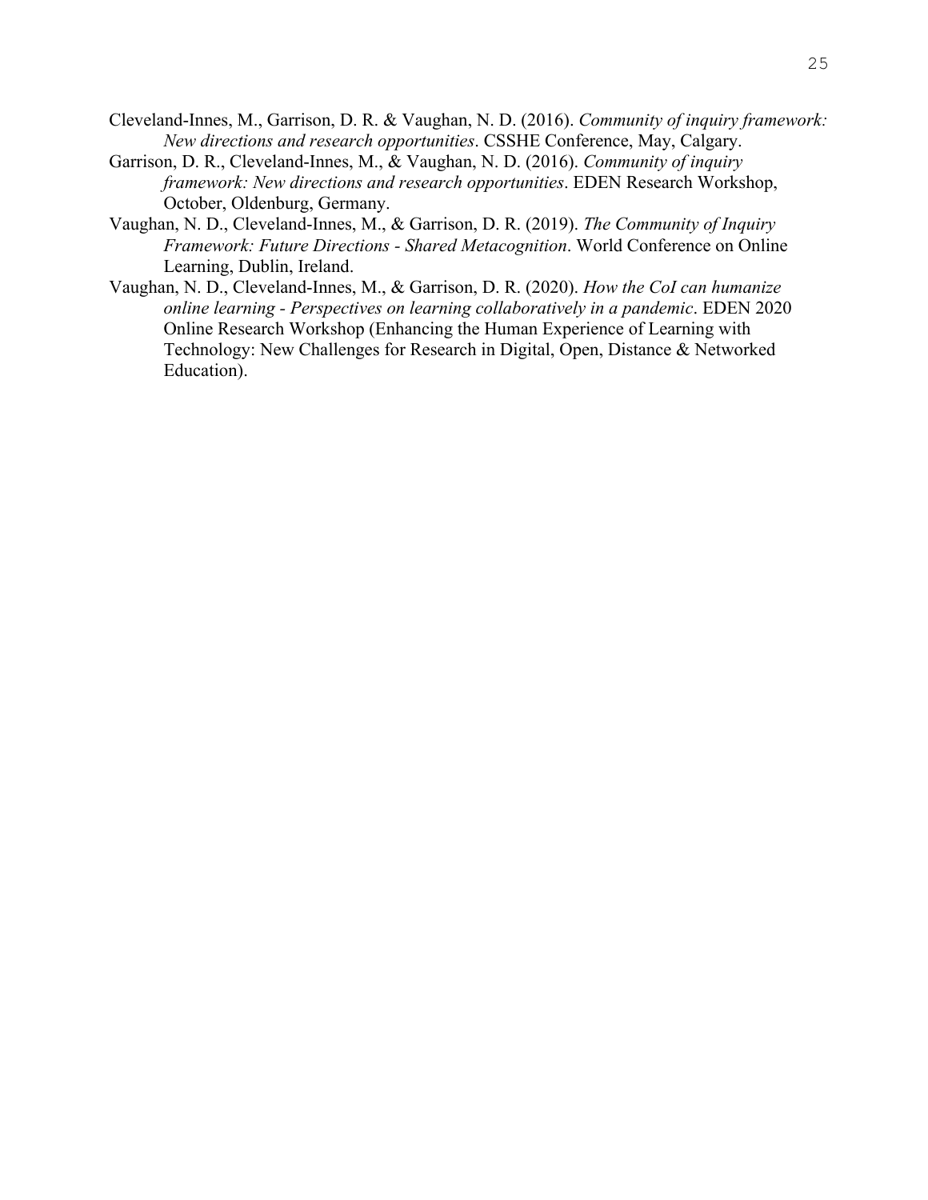Cleveland-Innes, M., Garrison, D. R. & Vaughan, N. D. (2016). *Community of inquiry framework: New directions and research opportunities*. CSSHE Conference, May, Calgary.

Garrison, D. R., Cleveland-Innes, M., & Vaughan, N. D. (2016). *Community of inquiry framework: New directions and research opportunities*. EDEN Research Workshop, October, Oldenburg, Germany.

Vaughan, N. D., Cleveland-Innes, M., & Garrison, D. R. (2019). *The Community of Inquiry Framework: Future Directions - Shared Metacognition*. World Conference on Online Learning, Dublin, Ireland.

Vaughan, N. D., Cleveland-Innes, M., & Garrison, D. R. (2020). *How the CoI can humanize online learning - Perspectives on learning collaboratively in a pandemic*. EDEN 2020 Online Research Workshop (Enhancing the Human Experience of Learning with Technology: New Challenges for Research in Digital, Open, Distance & Networked Education).